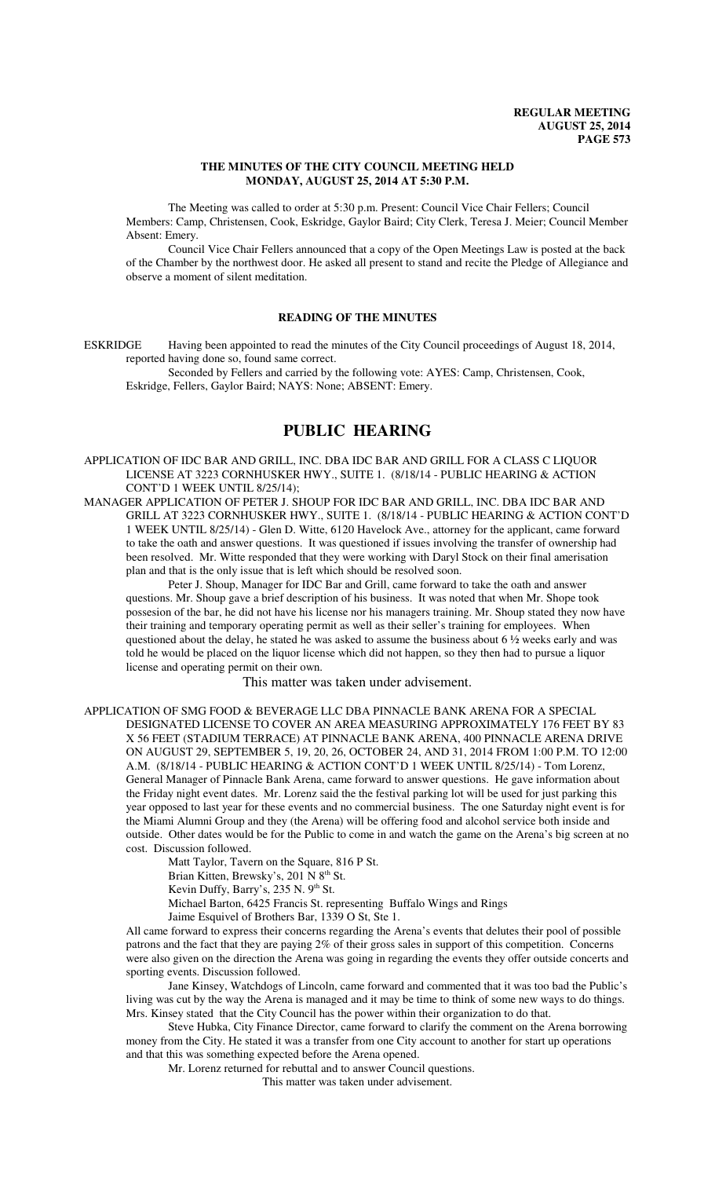**REGULAR MEETING**
**AUGUST 25, 2014**

## THE MINUTES OF THE CITY COUNCIL MEETING HELD MONDAY, AUGUST 25, 2014 AT 5:30 P.M.

The Meeting was called to order at 5:30 p.m. Present: Council Vice Chair Fellers; Council Members: Camp, Christensen, Cook, Eskridge, Gaylor Baird; City Clerk, Teresa J. Meier; Council Member Absent: Emery.

Council Vice Chair Fellers announced that a copy of the Open Meetings Law is posted at the back of the Chamber by the northwest door. He asked all present to stand and recite the Pledge of Allegiance and observe a moment of silent meditation.

### READING OF THE MINUTES

ESKRIDGE Having been appointed to read the minutes of the City Council proceedings of August 18, 2014, reported having done so, found same correct.

Seconded by Fellers and carried by the following vote: AYES: Camp, Christensen, Cook, Eskridge, Fellers, Gaylor Baird; NAYS: None; ABSENT: Emery.

# PUBLIC HEARING

APPLICATION OF IDC BAR AND GRILL, INC. DBA IDC BAR AND GRILL FOR A CLASS C LIQUOR LICENSE AT 3223 CORNHUSKER HWY., SUITE 1. (8/18/14 - PUBLIC HEARING & ACTION CONT'D 1 WEEK UNTIL 8/25/14);

MANAGER APPLICATION OF PETER J. SHOUP FOR IDC BAR AND GRILL, INC. DBA IDC BAR AND GRILL AT 3223 CORNHUSKER HWY., SUITE 1. (8/18/14 - PUBLIC HEARING & ACTION CONT'D 1 WEEK UNTIL 8/25/14) - Glen D. Witte, 6120 Havelock Ave., attorney for the applicant, came forward to take the oath and answer questions. It was questioned if issues involving the transfer of ownership had been resolved. Mr. Witte responded that they were working with Daryl Stock on their final amerisation plan and that is the only issue that is left which should be resolved soon.

Peter J. Shoup, Manager for IDC Bar and Grill, came forward to take the oath and answer questions. Mr. Shoup gave a brief description of his business. It was noted that when Mr. Shope took possesion of the bar, he did not have his license nor his managers training. Mr. Shoup stated they now have their training and temporary operating permit as well as their seller's training for employees. When questioned about the delay, he stated he was asked to assume the business about 6 ½ weeks early and was told he would be placed on the liquor license which did not happen, so they then had to pursue a liquor license and operating permit on their own.

This matter was taken under advisement.

APPLICATION OF SMG FOOD & BEVERAGE LLC DBA PINNACLE BANK ARENA FOR A SPECIAL DESIGNATED LICENSE TO COVER AN AREA MEASURING APPROXIMATELY 176 FEET BY 83 X 56 FEET (STADIUM TERRACE) AT PINNACLE BANK ARENA, 400 PINNACLE ARENA DRIVE ON AUGUST 29, SEPTEMBER 5, 19, 20, 26, OCTOBER 24, AND 31, 2014 FROM 1:00 P.M. TO 12:00 A.M. (8/18/14 - PUBLIC HEARING & ACTION CONT'D 1 WEEK UNTIL 8/25/14) - Tom Lorenz, General Manager of Pinnacle Bank Arena, came forward to answer questions. He gave information about the Friday night event dates. Mr. Lorenz said the the festival parking lot will be used for just parking this year opposed to last year for these events and no commercial business. The one Saturday night event is for the Miami Alumni Group and they (the Arena) will be offering food and alcohol service both inside and outside. Other dates would be for the Public to come in and watch the game on the Arena's big screen at no cost. Discussion followed.

Matt Taylor, Tavern on the Square, 816 P St.
Brian Kitten, Brewsky's, 201 N 8th St.
Kevin Duffy, Barry's, 235 N. 9th St.
Michael Barton, 6425 Francis St. representing Buffalo Wings and Rings
Jaime Esquivel of Brothers Bar, 1339 O St, Ste 1.

All came forward to express their concerns regarding the Arena's events that delutes their pool of possible patrons and the fact that they are paying 2% of their gross sales in support of this competition. Concerns were also given on the direction the Arena was going in regarding the events they offer outside concerts and sporting events. Discussion followed.

Jane Kinsey, Watchdogs of Lincoln, came forward and commented that it was too bad the Public's living was cut by the way the Arena is managed and it may be time to think of some new ways to do things. Mrs. Kinsey stated that the City Council has the power within their organization to do that.

Steve Hubka, City Finance Director, came forward to clarify the comment on the Arena borrowing money from the City. He stated it was a transfer from one City account to another for start up operations and that this was something expected before the Arena opened.

Mr. Lorenz returned for rebuttal and to answer Council questions.

This matter was taken under advisement.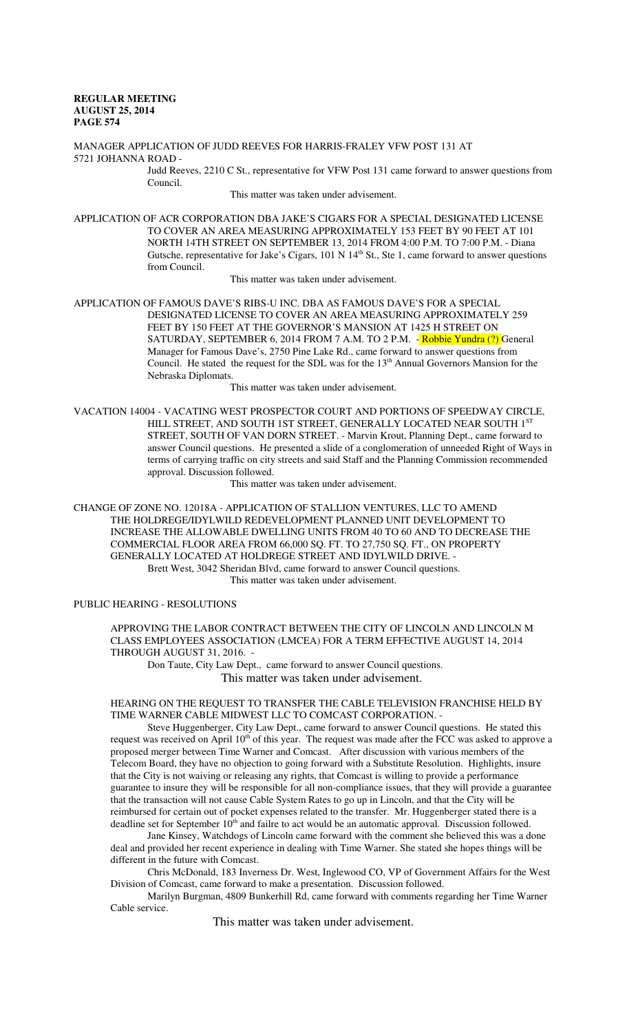MANAGER APPLICATION OF JUDD REEVES FOR HARRIS-FRALEY VFW POST 131 AT 5721 JOHANNA ROAD -

Judd Reeves, 2210 C St., representative for VFW Post 131 came forward to answer questions from Council.

This matter was taken under advisement.

APPLICATION OF ACR CORPORATION DBA JAKE'S CIGARS FOR A SPECIAL DESIGNATED LICENSE TO COVER AN AREA MEASURING APPROXIMATELY 153 FEET BY 90 FEET AT 101 NORTH 14TH STREET ON SEPTEMBER 13, 2014 FROM 4:00 P.M. TO 7:00 P.M. - Diana Gutsche, representative for Jake's Cigars, 101 N 14th St., Ste 1, came forward to answer questions from Council.

This matter was taken under advisement.

APPLICATION OF FAMOUS DAVE'S RIBS-U INC. DBA AS FAMOUS DAVE'S FOR A SPECIAL DESIGNATED LICENSE TO COVER AN AREA MEASURING APPROXIMATELY 259 FEET BY 150 FEET AT THE GOVERNOR'S MANSION AT 1425 H STREET ON SATURDAY, SEPTEMBER 6, 2014 FROM 7 A.M. TO 2 P.M. - Robbie Yundra (?) General Manager for Famous Dave's, 2750 Pine Lake Rd., came forward to answer questions from Council. He stated the request for the SDL was for the 13th Annual Governors Mansion for the Nebraska Diplomats.

This matter was taken under advisement.

VACATION 14004 - VACATING WEST PROSPECTOR COURT AND PORTIONS OF SPEEDWAY CIRCLE, HILL STREET, AND SOUTH 1ST STREET, GENERALLY LOCATED NEAR SOUTH 1ST STREET, SOUTH OF VAN DORN STREET. - Marvin Krout, Planning Dept., came forward to answer Council questions. He presented a slide of a conglomeration of unneeded Right of Ways in terms of carrying traffic on city streets and said Staff and the Planning Commission recommended approval. Discussion followed.

This matter was taken under advisement.

CHANGE OF ZONE NO. 12018A - APPLICATION OF STALLION VENTURES, LLC TO AMEND THE HOLDREGE/IDYLWILD REDEVELOPMENT PLANNED UNIT DEVELOPMENT TO INCREASE THE ALLOWABLE DWELLING UNITS FROM 40 TO 60 AND TO DECREASE THE COMMERCIAL FLOOR AREA FROM 66,000 SQ. FT. TO 27,750 SQ. FT., ON PROPERTY GENERALLY LOCATED AT HOLDREGE STREET AND IDYLWILD DRIVE. -

Brett West, 3042 Sheridan Blvd, came forward to answer Council questions.

This matter was taken under advisement.

PUBLIC HEARING - RESOLUTIONS

APPROVING THE LABOR CONTRACT BETWEEN THE CITY OF LINCOLN AND LINCOLN M CLASS EMPLOYEES ASSOCIATION (LMCEA) FOR A TERM EFFECTIVE AUGUST 14, 2014 THROUGH AUGUST 31, 2016. -

Don Taute, City Law Dept., came forward to answer Council questions.

This matter was taken under advisement.

HEARING ON THE REQUEST TO TRANSFER THE CABLE TELEVISION FRANCHISE HELD BY TIME WARNER CABLE MIDWEST LLC TO COMCAST CORPORATION. -

Steve Huggenberger, City Law Dept., came forward to answer Council questions. He stated this request was received on April 10th of this year. The request was made after the FCC was asked to approve a proposed merger between Time Warner and Comcast. After discussion with various members of the Telecom Board, they have no objection to going forward with a Substitute Resolution. Highlights, insure that the City is not waiving or releasing any rights, that Comcast is willing to provide a performance guarantee to insure they will be responsible for all non-compliance issues, that they will provide a guarantee that the transaction will not cause Cable System Rates to go up in Lincoln, and that the City will be reimbursed for certain out of pocket expenses related to the transfer. Mr. Huggenberger stated there is a deadline set for September 10th and failre to act would be an automatic approval. Discussion followed.

Jane Kinsey, Watchdogs of Lincoln came forward with the comment she believed this was a done deal and provided her recent experience in dealing with Time Warner. She stated she hopes things will be different in the future with Comcast.

Chris McDonald, 183 Inverness Dr. West, Inglewood CO, VP of Government Affairs for the West Division of Comcast, came forward to make a presentation. Discussion followed.

Marilyn Burgman, 4809 Bunkerhill Rd, came forward with comments regarding her Time Warner Cable service.

This matter was taken under advisement.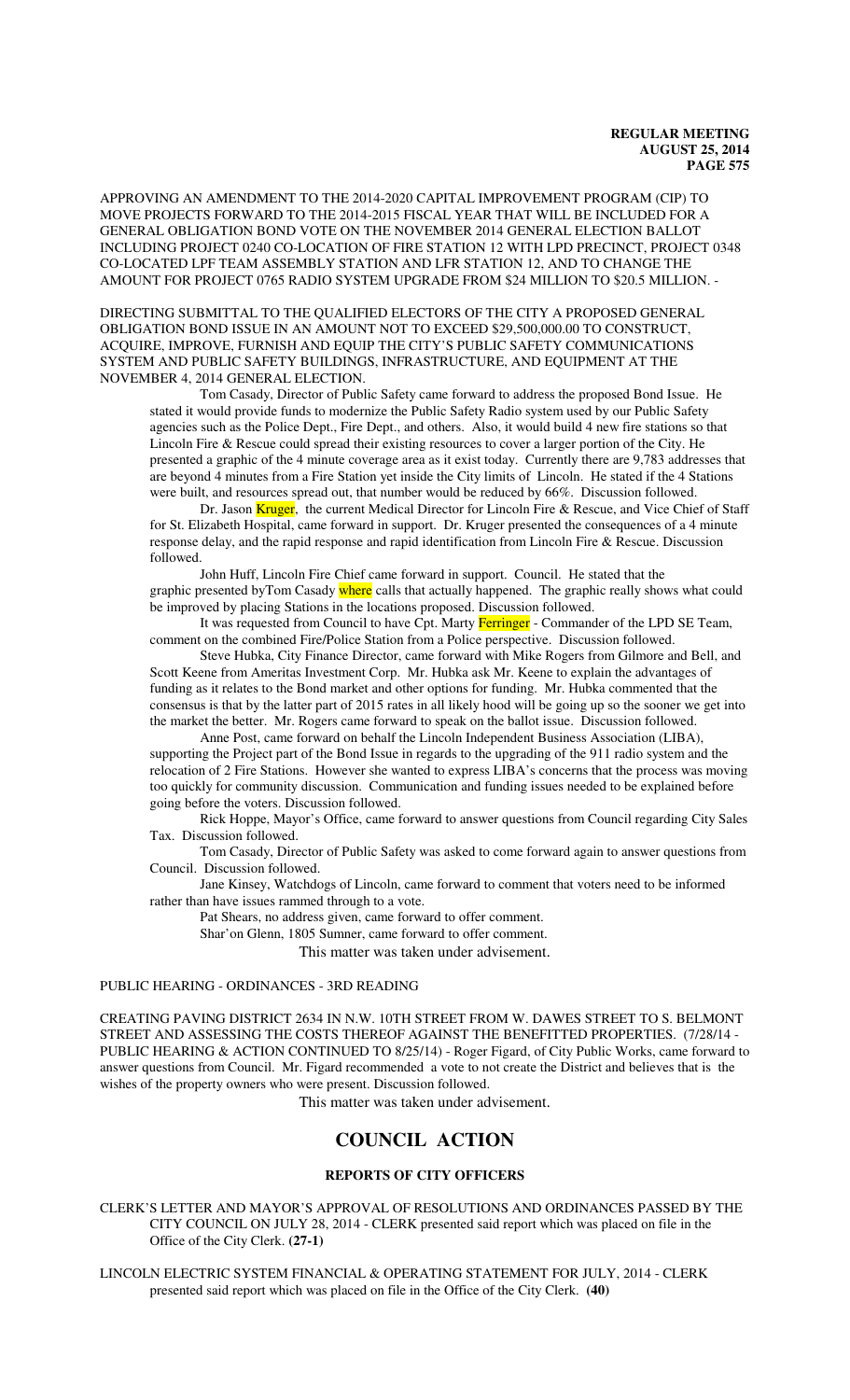APPROVING AN AMENDMENT TO THE 2014-2020 CAPITAL IMPROVEMENT PROGRAM (CIP) TO MOVE PROJECTS FORWARD TO THE 2014-2015 FISCAL YEAR THAT WILL BE INCLUDED FOR A GENERAL OBLIGATION BOND VOTE ON THE NOVEMBER 2014 GENERAL ELECTION BALLOT INCLUDING PROJECT 0240 CO-LOCATION OF FIRE STATION 12 WITH LPD PRECINCT, PROJECT 0348 CO-LOCATED LPF TEAM ASSEMBLY STATION AND LFR STATION 12, AND TO CHANGE THE AMOUNT FOR PROJECT 0765 RADIO SYSTEM UPGRADE FROM $24 MILLION TO $20.5 MILLION. -

DIRECTING SUBMITTAL TO THE QUALIFIED ELECTORS OF THE CITY A PROPOSED GENERAL OBLIGATION BOND ISSUE IN AN AMOUNT NOT TO EXCEED $29,500,000.00 TO CONSTRUCT, ACQUIRE, IMPROVE, FURNISH AND EQUIP THE CITY'S PUBLIC SAFETY COMMUNICATIONS SYSTEM AND PUBLIC SAFETY BUILDINGS, INFRASTRUCTURE, AND EQUIPMENT AT THE NOVEMBER 4, 2014 GENERAL ELECTION.

Tom Casady, Director of Public Safety came forward to address the proposed Bond Issue. He stated it would provide funds to modernize the Public Safety Radio system used by our Public Safety agencies such as the Police Dept., Fire Dept., and others. Also, it would build 4 new fire stations so that Lincoln Fire & Rescue could spread their existing resources to cover a larger portion of the City. He presented a graphic of the 4 minute coverage area as it exist today. Currently there are 9,783 addresses that are beyond 4 minutes from a Fire Station yet inside the City limits of Lincoln. He stated if the 4 Stations were built, and resources spread out, that number would be reduced by 66%. Discussion followed.

Dr. Jason Kruger, the current Medical Director for Lincoln Fire & Rescue, and Vice Chief of Staff for St. Elizabeth Hospital, came forward in support. Dr. Kruger presented the consequences of a 4 minute response delay, and the rapid response and rapid identification from Lincoln Fire & Rescue. Discussion followed.

John Huff, Lincoln Fire Chief came forward in support. Council. He stated that the graphic presented byTom Casady where calls that actually happened. The graphic really shows what could be improved by placing Stations in the locations proposed. Discussion followed.

It was requested from Council to have Cpt. Marty Ferringer - Commander of the LPD SE Team, comment on the combined Fire/Police Station from a Police perspective. Discussion followed.

Steve Hubka, City Finance Director, came forward with Mike Rogers from Gilmore and Bell, and Scott Keene from Ameritas Investment Corp. Mr. Hubka ask Mr. Keene to explain the advantages of funding as it relates to the Bond market and other options for funding. Mr. Hubka commented that the consensus is that by the latter part of 2015 rates in all likely hood will be going up so the sooner we get into the market the better. Mr. Rogers came forward to speak on the ballot issue. Discussion followed.

Anne Post, came forward on behalf the Lincoln Independent Business Association (LIBA), supporting the Project part of the Bond Issue in regards to the upgrading of the 911 radio system and the relocation of 2 Fire Stations. However she wanted to express LIBA's concerns that the process was moving too quickly for community discussion. Communication and funding issues needed to be explained before going before the voters. Discussion followed.

Rick Hoppe, Mayor's Office, came forward to answer questions from Council regarding City Sales Tax. Discussion followed.

Tom Casady, Director of Public Safety was asked to come forward again to answer questions from Council. Discussion followed.

Jane Kinsey, Watchdogs of Lincoln, came forward to comment that voters need to be informed rather than have issues rammed through to a vote.

Pat Shears, no address given, came forward to offer comment.

Shar'on Glenn, 1805 Sumner, came forward to offer comment.

This matter was taken under advisement.

PUBLIC HEARING - ORDINANCES - 3RD READING

CREATING PAVING DISTRICT 2634 IN N.W. 10TH STREET FROM W. DAWES STREET TO S. BELMONT STREET AND ASSESSING THE COSTS THEREOF AGAINST THE BENEFITTED PROPERTIES. (7/28/14 - PUBLIC HEARING & ACTION CONTINUED TO 8/25/14) - Roger Figard, of City Public Works, came forward to answer questions from Council. Mr. Figard recommended a vote to not create the District and believes that is the wishes of the property owners who were present. Discussion followed.

This matter was taken under advisement.

# COUNCIL ACTION

## REPORTS OF CITY OFFICERS

CLERK'S LETTER AND MAYOR'S APPROVAL OF RESOLUTIONS AND ORDINANCES PASSED BY THE CITY COUNCIL ON JULY 28, 2014 - CLERK presented said report which was placed on file in the Office of the City Clerk. **(27-1)**

LINCOLN ELECTRIC SYSTEM FINANCIAL & OPERATING STATEMENT FOR JULY, 2014 - CLERK presented said report which was placed on file in the Office of the City Clerk. **(40)**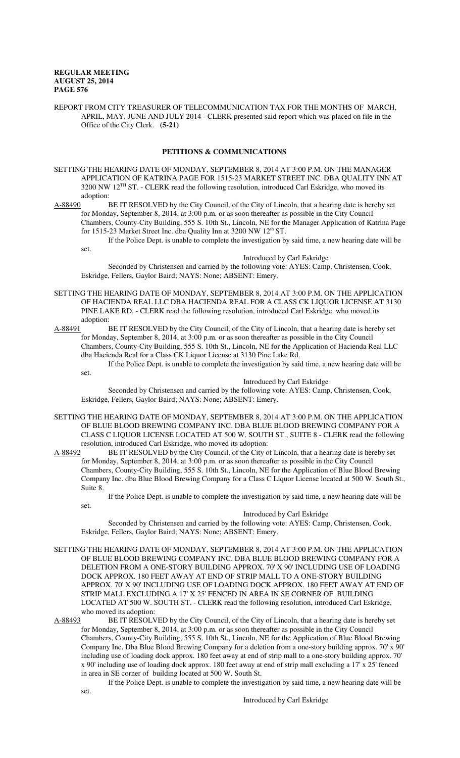REPORT FROM CITY TREASURER OF TELECOMMUNICATION TAX FOR THE MONTHS OF MARCH, APRIL, MAY, JUNE AND JULY 2014 - CLERK presented said report which was placed on file in the Office of the City Clerk. **(5-21)**

## PETITIONS & COMMUNICATIONS

SETTING THE HEARING DATE OF MONDAY, SEPTEMBER 8, 2014 AT 3:00 P.M. ON THE MANAGER APPLICATION OF KATRINA PAGE FOR 1515-23 MARKET STREET INC. DBA QUALITY INN AT 3200 NW 12TH ST. - CLERK read the following resolution, introduced Carl Eskridge, who moved its adoption:

A-88490 BE IT RESOLVED by the City Council, of the City of Lincoln, that a hearing date is hereby set for Monday, September 8, 2014, at 3:00 p.m. or as soon thereafter as possible in the City Council Chambers, County-City Building, 555 S. 10th St., Lincoln, NE for the Manager Application of Katrina Page for 1515-23 Market Street Inc. dba Quality Inn at 3200 NW 12th ST.

If the Police Dept. is unable to complete the investigation by said time, a new hearing date will be set.

Introduced by Carl Eskridge

Seconded by Christensen and carried by the following vote: AYES: Camp, Christensen, Cook, Eskridge, Fellers, Gaylor Baird; NAYS: None; ABSENT: Emery.

SETTING THE HEARING DATE OF MONDAY, SEPTEMBER 8, 2014 AT 3:00 P.M. ON THE APPLICATION OF HACIENDA REAL LLC DBA HACIENDA REAL FOR A CLASS CK LIQUOR LICENSE AT 3130 PINE LAKE RD. - CLERK read the following resolution, introduced Carl Eskridge, who moved its adoption:

A-88491 BE IT RESOLVED by the City Council, of the City of Lincoln, that a hearing date is hereby set for Monday, September 8, 2014, at 3:00 p.m. or as soon thereafter as possible in the City Council Chambers, County-City Building, 555 S. 10th St., Lincoln, NE for the Application of Hacienda Real LLC dba Hacienda Real for a Class CK Liquor License at 3130 Pine Lake Rd.

If the Police Dept. is unable to complete the investigation by said time, a new hearing date will be set.

Introduced by Carl Eskridge

Seconded by Christensen and carried by the following vote: AYES: Camp, Christensen, Cook, Eskridge, Fellers, Gaylor Baird; NAYS: None; ABSENT: Emery.

SETTING THE HEARING DATE OF MONDAY, SEPTEMBER 8, 2014 AT 3:00 P.M. ON THE APPLICATION OF BLUE BLOOD BREWING COMPANY INC. DBA BLUE BLOOD BREWING COMPANY FOR A CLASS C LIQUOR LICENSE LOCATED AT 500 W. SOUTH ST., SUITE 8 - CLERK read the following resolution, introduced Carl Eskridge, who moved its adoption:

A-88492 BE IT RESOLVED by the City Council, of the City of Lincoln, that a hearing date is hereby set for Monday, September 8, 2014, at 3:00 p.m. or as soon thereafter as possible in the City Council Chambers, County-City Building, 555 S. 10th St., Lincoln, NE for the Application of Blue Blood Brewing Company Inc. dba Blue Blood Brewing Company for a Class C Liquor License located at 500 W. South St., Suite 8.

If the Police Dept. is unable to complete the investigation by said time, a new hearing date will be set.

Introduced by Carl Eskridge

Seconded by Christensen and carried by the following vote: AYES: Camp, Christensen, Cook, Eskridge, Fellers, Gaylor Baird; NAYS: None; ABSENT: Emery.

SETTING THE HEARING DATE OF MONDAY, SEPTEMBER 8, 2014 AT 3:00 P.M. ON THE APPLICATION OF BLUE BLOOD BREWING COMPANY INC. DBA BLUE BLOOD BREWING COMPANY FOR A DELETION FROM A ONE-STORY BUILDING APPROX. 70' X 90' INCLUDING USE OF LOADING DOCK APPROX. 180 FEET AWAY AT END OF STRIP MALL TO A ONE-STORY BUILDING APPROX. 70' X 90' INCLUDING USE OF LOADING DOCK APPROX. 180 FEET AWAY AT END OF STRIP MALL EXCLUDING A 17' X 25' FENCED IN AREA IN SE CORNER OF BUILDING LOCATED AT 500 W. SOUTH ST. - CLERK read the following resolution, introduced Carl Eskridge, who moved its adoption:

A-88493 BE IT RESOLVED by the City Council, of the City of Lincoln, that a hearing date is hereby set for Monday, September 8, 2014, at 3:00 p.m. or as soon thereafter as possible in the City Council Chambers, County-City Building, 555 S. 10th St., Lincoln, NE for the Application of Blue Blood Brewing Company Inc. Dba Blue Blood Brewing Company for a deletion from a one-story building approx. 70' x 90' including use of loading dock approx. 180 feet away at end of strip mall to a one-story building approx. 70' x 90' including use of loading dock approx. 180 feet away at end of strip mall excluding a 17' x 25' fenced in area in SE corner of building located at 500 W. South St.

If the Police Dept. is unable to complete the investigation by said time, a new hearing date will be set.

Introduced by Carl Eskridge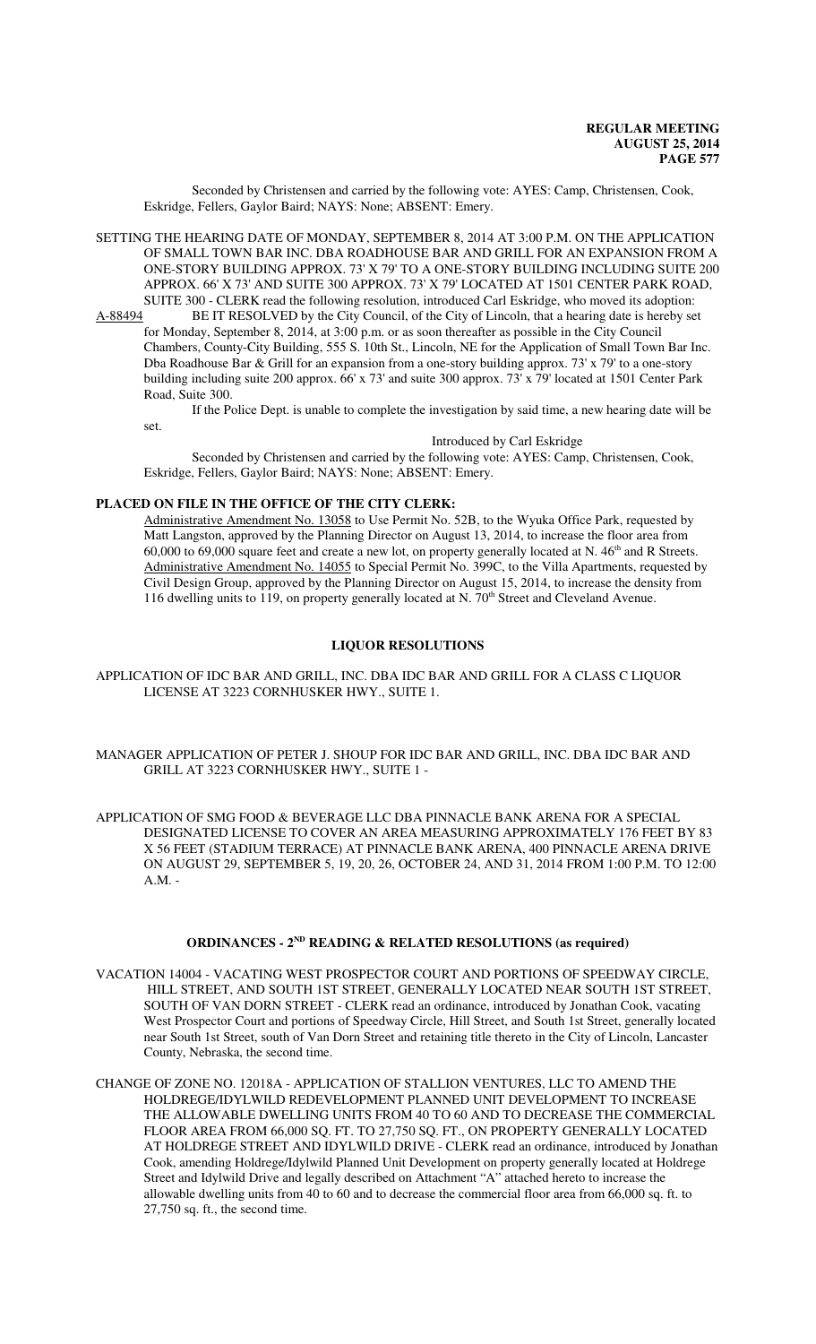Seconded by Christensen and carried by the following vote: AYES: Camp, Christensen, Cook, Eskridge, Fellers, Gaylor Baird; NAYS: None; ABSENT: Emery.

SETTING THE HEARING DATE OF MONDAY, SEPTEMBER 8, 2014 AT 3:00 P.M. ON THE APPLICATION OF SMALL TOWN BAR INC. DBA ROADHOUSE BAR AND GRILL FOR AN EXPANSION FROM A ONE-STORY BUILDING APPROX. 73' X 79' TO A ONE-STORY BUILDING INCLUDING SUITE 200 APPROX. 66' X 73' AND SUITE 300 APPROX. 73' X 79' LOCATED AT 1501 CENTER PARK ROAD, SUITE 300 - CLERK read the following resolution, introduced Carl Eskridge, who moved its adoption:

A-88494 BE IT RESOLVED by the City Council, of the City of Lincoln, that a hearing date is hereby set for Monday, September 8, 2014, at 3:00 p.m. or as soon thereafter as possible in the City Council Chambers, County-City Building, 555 S. 10th St., Lincoln, NE for the Application of Small Town Bar Inc. Dba Roadhouse Bar & Grill for an expansion from a one-story building approx. 73' x 79' to a one-story building including suite 200 approx. 66' x 73' and suite 300 approx. 73' x 79' located at 1501 Center Park Road, Suite 300.

If the Police Dept. is unable to complete the investigation by said time, a new hearing date will be set.

Introduced by Carl Eskridge

Seconded by Christensen and carried by the following vote: AYES: Camp, Christensen, Cook, Eskridge, Fellers, Gaylor Baird; NAYS: None; ABSENT: Emery.

**PLACED ON FILE IN THE OFFICE OF THE CITY CLERK:**

Administrative Amendment No. 13058 to Use Permit No. 52B, to the Wyuka Office Park, requested by Matt Langston, approved by the Planning Director on August 13, 2014, to increase the floor area from 60,000 to 69,000 square feet and create a new lot, on property generally located at N. 46th and R Streets.

Administrative Amendment No. 14055 to Special Permit No. 399C, to the Villa Apartments, requested by Civil Design Group, approved by the Planning Director on August 15, 2014, to increase the density from 116 dwelling units to 119, on property generally located at N. 70th Street and Cleveland Avenue.

**LIQUOR RESOLUTIONS**

APPLICATION OF IDC BAR AND GRILL, INC. DBA IDC BAR AND GRILL FOR A CLASS C LIQUOR LICENSE AT 3223 CORNHUSKER HWY., SUITE 1.

MANAGER APPLICATION OF PETER J. SHOUP FOR IDC BAR AND GRILL, INC. DBA IDC BAR AND GRILL AT 3223 CORNHUSKER HWY., SUITE 1 -

APPLICATION OF SMG FOOD & BEVERAGE LLC DBA PINNACLE BANK ARENA FOR A SPECIAL DESIGNATED LICENSE TO COVER AN AREA MEASURING APPROXIMATELY 176 FEET BY 83 X 56 FEET (STADIUM TERRACE) AT PINNACLE BANK ARENA, 400 PINNACLE ARENA DRIVE ON AUGUST 29, SEPTEMBER 5, 19, 20, 26, OCTOBER 24, AND 31, 2014 FROM 1:00 P.M. TO 12:00 A.M. -

**ORDINANCES - 2ND READING & RELATED RESOLUTIONS (as required)**

VACATION 14004 - VACATING WEST PROSPECTOR COURT AND PORTIONS OF SPEEDWAY CIRCLE, HILL STREET, AND SOUTH 1ST STREET, GENERALLY LOCATED NEAR SOUTH 1ST STREET, SOUTH OF VAN DORN STREET - CLERK read an ordinance, introduced by Jonathan Cook, vacating West Prospector Court and portions of Speedway Circle, Hill Street, and South 1st Street, generally located near South 1st Street, south of Van Dorn Street and retaining title thereto in the City of Lincoln, Lancaster County, Nebraska, the second time.

CHANGE OF ZONE NO. 12018A - APPLICATION OF STALLION VENTURES, LLC TO AMEND THE HOLDREGE/IDYLWILD REDEVELOPMENT PLANNED UNIT DEVELOPMENT TO INCREASE THE ALLOWABLE DWELLING UNITS FROM 40 TO 60 AND TO DECREASE THE COMMERCIAL FLOOR AREA FROM 66,000 SQ. FT. TO 27,750 SQ. FT., ON PROPERTY GENERALLY LOCATED AT HOLDREGE STREET AND IDYLWILD DRIVE - CLERK read an ordinance, introduced by Jonathan Cook, amending Holdrege/Idylwild Planned Unit Development on property generally located at Holdrege Street and Idylwild Drive and legally described on Attachment "A" attached hereto to increase the allowable dwelling units from 40 to 60 and to decrease the commercial floor area from 66,000 sq. ft. to 27,750 sq. ft., the second time.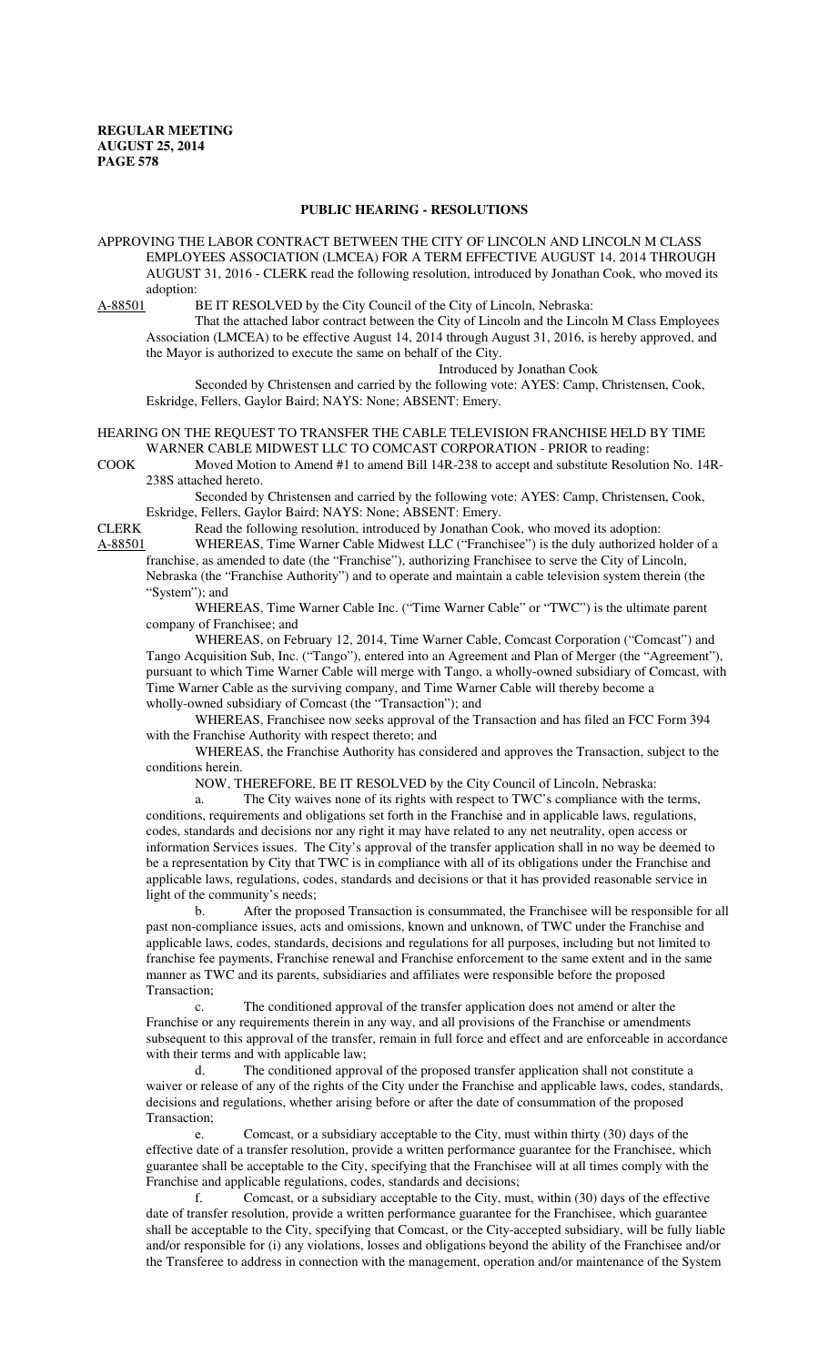## PUBLIC HEARING - RESOLUTIONS

APPROVING THE LABOR CONTRACT BETWEEN THE CITY OF LINCOLN AND LINCOLN M CLASS EMPLOYEES ASSOCIATION (LMCEA) FOR A TERM EFFECTIVE AUGUST 14, 2014 THROUGH AUGUST 31, 2016 - CLERK read the following resolution, introduced by Jonathan Cook, who moved its adoption:

A-88501 BE IT RESOLVED by the City Council of the City of Lincoln, Nebraska:

That the attached labor contract between the City of Lincoln and the Lincoln M Class Employees Association (LMCEA) to be effective August 14, 2014 through August 31, 2016, is hereby approved, and the Mayor is authorized to execute the same on behalf of the City.

Introduced by Jonathan Cook

Seconded by Christensen and carried by the following vote: AYES: Camp, Christensen, Cook, Eskridge, Fellers, Gaylor Baird; NAYS: None; ABSENT: Emery.

HEARING ON THE REQUEST TO TRANSFER THE CABLE TELEVISION FRANCHISE HELD BY TIME WARNER CABLE MIDWEST LLC TO COMCAST CORPORATION - PRIOR to reading:

COOK Moved Motion to Amend #1 to amend Bill 14R-238 to accept and substitute Resolution No. 14R-238S attached hereto.

Seconded by Christensen and carried by the following vote: AYES: Camp, Christensen, Cook, Eskridge, Fellers, Gaylor Baird; NAYS: None; ABSENT: Emery.

CLERK Read the following resolution, introduced by Jonathan Cook, who moved its adoption:

A-88501 WHEREAS, Time Warner Cable Midwest LLC ("Franchisee") is the duly authorized holder of a franchise, as amended to date (the "Franchise"), authorizing Franchisee to serve the City of Lincoln, Nebraska (the "Franchise Authority") and to operate and maintain a cable television system therein (the "System"); and

WHEREAS, Time Warner Cable Inc. ("Time Warner Cable" or "TWC") is the ultimate parent company of Franchisee; and

WHEREAS, on February 12, 2014, Time Warner Cable, Comcast Corporation ("Comcast") and Tango Acquisition Sub, Inc. ("Tango"), entered into an Agreement and Plan of Merger (the "Agreement"), pursuant to which Time Warner Cable will merge with Tango, a wholly-owned subsidiary of Comcast, with Time Warner Cable as the surviving company, and Time Warner Cable will thereby become a wholly-owned subsidiary of Comcast (the "Transaction"); and

WHEREAS, Franchisee now seeks approval of the Transaction and has filed an FCC Form 394 with the Franchise Authority with respect thereto; and

WHEREAS, the Franchise Authority has considered and approves the Transaction, subject to the conditions herein.

NOW, THEREFORE, BE IT RESOLVED by the City Council of Lincoln, Nebraska:

a. The City waives none of its rights with respect to TWC's compliance with the terms, conditions, requirements and obligations set forth in the Franchise and in applicable laws, regulations, codes, standards and decisions nor any right it may have related to any net neutrality, open access or information Services issues. The City's approval of the transfer application shall in no way be deemed to be a representation by City that TWC is in compliance with all of its obligations under the Franchise and applicable laws, regulations, codes, standards and decisions or that it has provided reasonable service in light of the community's needs;

b. After the proposed Transaction is consummated, the Franchisee will be responsible for all past non-compliance issues, acts and omissions, known and unknown, of TWC under the Franchise and applicable laws, codes, standards, decisions and regulations for all purposes, including but not limited to franchise fee payments, Franchise renewal and Franchise enforcement to the same extent and in the same manner as TWC and its parents, subsidiaries and affiliates were responsible before the proposed Transaction;

c. The conditioned approval of the transfer application does not amend or alter the Franchise or any requirements therein in any way, and all provisions of the Franchise or amendments subsequent to this approval of the transfer, remain in full force and effect and are enforceable in accordance with their terms and with applicable law;

d. The conditioned approval of the proposed transfer application shall not constitute a waiver or release of any of the rights of the City under the Franchise and applicable laws, codes, standards, decisions and regulations, whether arising before or after the date of consummation of the proposed Transaction;

e. Comcast, or a subsidiary acceptable to the City, must within thirty (30) days of the effective date of a transfer resolution, provide a written performance guarantee for the Franchisee, which guarantee shall be acceptable to the City, specifying that the Franchisee will at all times comply with the Franchise and applicable regulations, codes, standards and decisions;

f. Comcast, or a subsidiary acceptable to the City, must, within (30) days of the effective date of transfer resolution, provide a written performance guarantee for the Franchisee, which guarantee shall be acceptable to the City, specifying that Comcast, or the City-accepted subsidiary, will be fully liable and/or responsible for (i) any violations, losses and obligations beyond the ability of the Franchisee and/or the Transferee to address in connection with the management, operation and/or maintenance of the System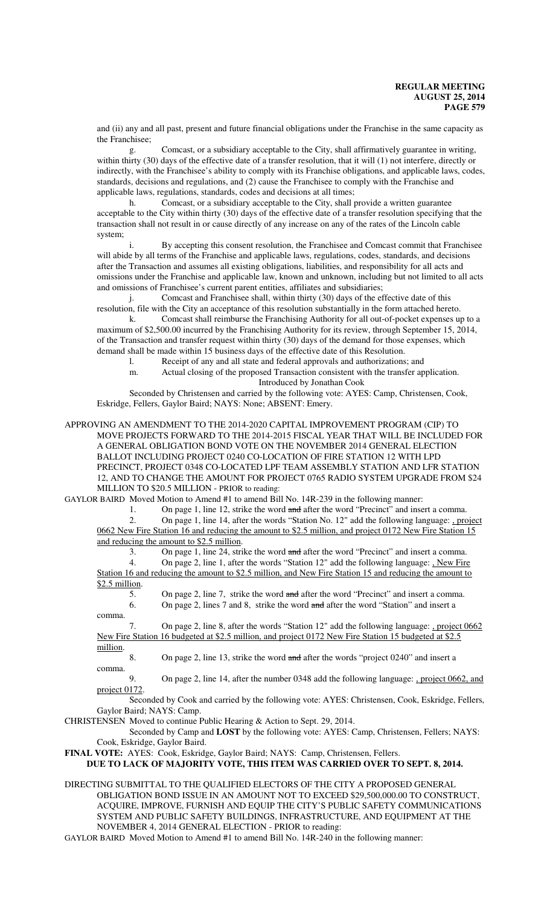and (ii) any and all past, present and future financial obligations under the Franchise in the same capacity as the Franchisee;

g. Comcast, or a subsidiary acceptable to the City, shall affirmatively guarantee in writing, within thirty (30) days of the effective date of a transfer resolution, that it will (1) not interfere, directly or indirectly, with the Franchisee's ability to comply with its Franchise obligations, and applicable laws, codes, standards, decisions and regulations, and (2) cause the Franchisee to comply with the Franchise and applicable laws, regulations, standards, codes and decisions at all times;

h. Comcast, or a subsidiary acceptable to the City, shall provide a written guarantee acceptable to the City within thirty (30) days of the effective date of a transfer resolution specifying that the transaction shall not result in or cause directly of any increase on any of the rates of the Lincoln cable system;

i. By accepting this consent resolution, the Franchisee and Comcast commit that Franchisee will abide by all terms of the Franchise and applicable laws, regulations, codes, standards, and decisions after the Transaction and assumes all existing obligations, liabilities, and responsibility for all acts and omissions under the Franchise and applicable law, known and unknown, including but not limited to all acts and omissions of Franchisee's current parent entities, affiliates and subsidiaries;

j. Comcast and Franchisee shall, within thirty (30) days of the effective date of this resolution, file with the City an acceptance of this resolution substantially in the form attached hereto.

k. Comcast shall reimburse the Franchising Authority for all out-of-pocket expenses up to a maximum of $2,500.00 incurred by the Franchising Authority for its review, through September 15, 2014, of the Transaction and transfer request within thirty (30) days of the demand for those expenses, which demand shall be made within 15 business days of the effective date of this Resolution.

l. Receipt of any and all state and federal approvals and authorizations; and

m. Actual closing of the proposed Transaction consistent with the transfer application.

Introduced by Jonathan Cook

Seconded by Christensen and carried by the following vote: AYES: Camp, Christensen, Cook, Eskridge, Fellers, Gaylor Baird; NAYS: None; ABSENT: Emery.

APPROVING AN AMENDMENT TO THE 2014-2020 CAPITAL IMPROVEMENT PROGRAM (CIP) TO MOVE PROJECTS FORWARD TO THE 2014-2015 FISCAL YEAR THAT WILL BE INCLUDED FOR A GENERAL OBLIGATION BOND VOTE ON THE NOVEMBER 2014 GENERAL ELECTION BALLOT INCLUDING PROJECT 0240 CO-LOCATION OF FIRE STATION 12 WITH LPD PRECINCT, PROJECT 0348 CO-LOCATED LPF TEAM ASSEMBLY STATION AND LFR STATION 12, AND TO CHANGE THE AMOUNT FOR PROJECT 0765 RADIO SYSTEM UPGRADE FROM $24 MILLION TO $20.5 MILLION - PRIOR to reading:

GAYLOR BAIRD Moved Motion to Amend #1 to amend Bill No. 14R-239 in the following manner:

1. On page 1, line 12, strike the word ~~and~~ after the word "Precinct" and insert a comma.

2. On page 1, line 14, after the words "Station No. 12" add the following language: , project 0662 New Fire Station 16 and reducing the amount to $2.5 million, and project 0172 New Fire Station 15 and reducing the amount to $2.5 million.

3. On page 1, line 24, strike the word ~~and~~ after the word "Precinct" and insert a comma.

4. On page 2, line 1, after the words "Station 12" add the following language: , New Fire Station 16 and reducing the amount to $2.5 million, and New Fire Station 15 and reducing the amount to $2.5 million.

5. On page 2, line 7, strike the word ~~and~~ after the word "Precinct" and insert a comma.

6. On page 2, lines 7 and 8, strike the word ~~and~~ after the word "Station" and insert a comma.

7. On page 2, line 8, after the words "Station 12" add the following language: , project 0662 New Fire Station 16 budgeted at $2.5 million, and project 0172 New Fire Station 15 budgeted at $2.5 million.

8. On page 2, line 13, strike the word ~~and~~ after the words "project 0240" and insert a comma.

9. On page 2, line 14, after the number 0348 add the following language: , project 0662, and project 0172.

Seconded by Cook and carried by the following vote: AYES: Christensen, Cook, Eskridge, Fellers, Gaylor Baird; NAYS: Camp.

CHRISTENSEN Moved to continue Public Hearing & Action to Sept. 29, 2014.

Seconded by Camp and **LOST** by the following vote: AYES: Camp, Christensen, Fellers; NAYS: Cook, Eskridge, Gaylor Baird.

**FINAL VOTE:** AYES: Cook, Eskridge, Gaylor Baird; NAYS: Camp, Christensen, Fellers.

**DUE TO LACK OF MAJORITY VOTE, THIS ITEM WAS CARRIED OVER TO SEPT. 8, 2014.**

DIRECTING SUBMITTAL TO THE QUALIFIED ELECTORS OF THE CITY A PROPOSED GENERAL OBLIGATION BOND ISSUE IN AN AMOUNT NOT TO EXCEED $29,500,000.00 TO CONSTRUCT, ACQUIRE, IMPROVE, FURNISH AND EQUIP THE CITY'S PUBLIC SAFETY COMMUNICATIONS SYSTEM AND PUBLIC SAFETY BUILDINGS, INFRASTRUCTURE, AND EQUIPMENT AT THE NOVEMBER 4, 2014 GENERAL ELECTION - PRIOR to reading:

GAYLOR BAIRD Moved Motion to Amend #1 to amend Bill No. 14R-240 in the following manner: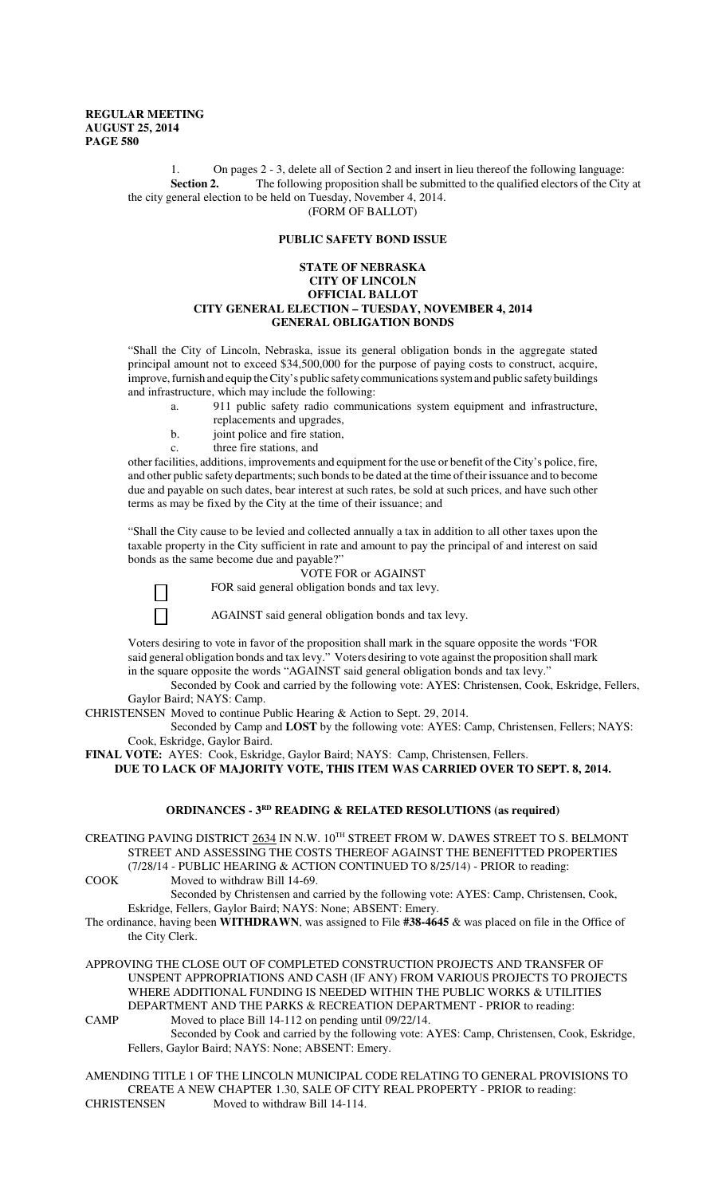1. On pages 2 - 3, delete all of Section 2 and insert in lieu thereof the following language:

**Section 2.** The following proposition shall be submitted to the qualified electors of the City at the city general election to be held on Tuesday, November 4, 2014.

(FORM OF BALLOT)

**PUBLIC SAFETY BOND ISSUE**

**STATE OF NEBRASKA**
**CITY OF LINCOLN**
**OFFICIAL BALLOT**
**CITY GENERAL ELECTION – TUESDAY, NOVEMBER 4, 2014**
**GENERAL OBLIGATION BONDS**

"Shall the City of Lincoln, Nebraska, issue its general obligation bonds in the aggregate stated principal amount not to exceed $34,500,000 for the purpose of paying costs to construct, acquire, improve, furnish and equip the City's public safety communications system and public safety buildings and infrastructure, which may include the following:

a. 911 public safety radio communications system equipment and infrastructure, replacements and upgrades,
b. joint police and fire station,
c. three fire stations, and

other facilities, additions, improvements and equipment for the use or benefit of the City's police, fire, and other public safety departments; such bonds to be dated at the time of their issuance and to become due and payable on such dates, bear interest at such rates, be sold at such prices, and have such other terms as may be fixed by the City at the time of their issuance; and

"Shall the City cause to be levied and collected annually a tax in addition to all other taxes upon the taxable property in the City sufficient in rate and amount to pay the principal of and interest on said bonds as the same become due and payable?"

VOTE FOR or AGAINST

☐ FOR said general obligation bonds and tax levy.

☐ AGAINST said general obligation bonds and tax levy.

Voters desiring to vote in favor of the proposition shall mark in the square opposite the words "FOR said general obligation bonds and tax levy." Voters desiring to vote against the proposition shall mark in the square opposite the words "AGAINST said general obligation bonds and tax levy."

Seconded by Cook and carried by the following vote: AYES: Christensen, Cook, Eskridge, Fellers, Gaylor Baird; NAYS: Camp.

CHRISTENSEN Moved to continue Public Hearing & Action to Sept. 29, 2014.

Seconded by Camp and **LOST** by the following vote: AYES: Camp, Christensen, Fellers; NAYS: Cook, Eskridge, Gaylor Baird.

**FINAL VOTE:** AYES: Cook, Eskridge, Gaylor Baird; NAYS: Camp, Christensen, Fellers.

**DUE TO LACK OF MAJORITY VOTE, THIS ITEM WAS CARRIED OVER TO SEPT. 8, 2014.**

## ORDINANCES - 3RD READING & RELATED RESOLUTIONS (as required)

CREATING PAVING DISTRICT 2634 IN N.W. 10TH STREET FROM W. DAWES STREET TO S. BELMONT STREET AND ASSESSING THE COSTS THEREOF AGAINST THE BENEFITTED PROPERTIES (7/28/14 - PUBLIC HEARING & ACTION CONTINUED TO 8/25/14) - PRIOR to reading:

COOK Moved to withdraw Bill 14-69.

Seconded by Christensen and carried by the following vote: AYES: Camp, Christensen, Cook, Eskridge, Fellers, Gaylor Baird; NAYS: None; ABSENT: Emery.

The ordinance, having been **WITHDRAWN**, was assigned to File **#38-4645** & was placed on file in the Office of the City Clerk.

APPROVING THE CLOSE OUT OF COMPLETED CONSTRUCTION PROJECTS AND TRANSFER OF UNSPENT APPROPRIATIONS AND CASH (IF ANY) FROM VARIOUS PROJECTS TO PROJECTS WHERE ADDITIONAL FUNDING IS NEEDED WITHIN THE PUBLIC WORKS & UTILITIES DEPARTMENT AND THE PARKS & RECREATION DEPARTMENT - PRIOR to reading:

CAMP Moved to place Bill 14-112 on pending until 09/22/14.

Seconded by Cook and carried by the following vote: AYES: Camp, Christensen, Cook, Eskridge, Fellers, Gaylor Baird; NAYS: None; ABSENT: Emery.

AMENDING TITLE 1 OF THE LINCOLN MUNICIPAL CODE RELATING TO GENERAL PROVISIONS TO CREATE A NEW CHAPTER 1.30, SALE OF CITY REAL PROPERTY - PRIOR to reading:

CHRISTENSEN Moved to withdraw Bill 14-114.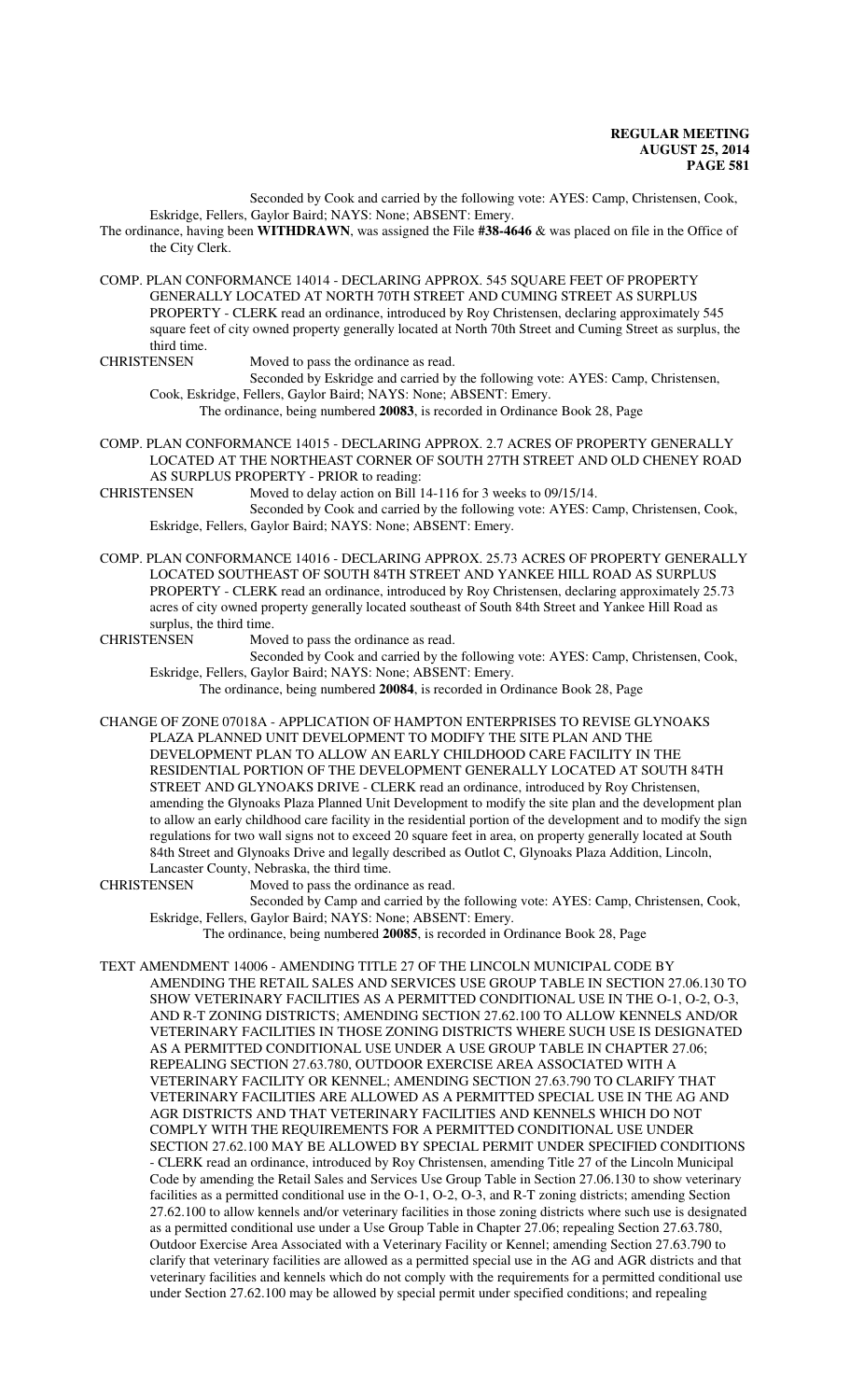Seconded by Cook and carried by the following vote: AYES: Camp, Christensen, Cook, Eskridge, Fellers, Gaylor Baird; NAYS: None; ABSENT: Emery.

The ordinance, having been **WITHDRAWN**, was assigned the File **#38-4646** & was placed on file in the Office of the City Clerk.

COMP. PLAN CONFORMANCE 14014 - DECLARING APPROX. 545 SQUARE FEET OF PROPERTY GENERALLY LOCATED AT NORTH 70TH STREET AND CUMING STREET AS SURPLUS PROPERTY - CLERK read an ordinance, introduced by Roy Christensen, declaring approximately 545 square feet of city owned property generally located at North 70th Street and Cuming Street as surplus, the third time.

CHRISTENSEN Moved to pass the ordinance as read.

Seconded by Eskridge and carried by the following vote: AYES: Camp, Christensen, Cook, Eskridge, Fellers, Gaylor Baird; NAYS: None; ABSENT: Emery.

The ordinance, being numbered **20083**, is recorded in Ordinance Book 28, Page

COMP. PLAN CONFORMANCE 14015 - DECLARING APPROX. 2.7 ACRES OF PROPERTY GENERALLY LOCATED AT THE NORTHEAST CORNER OF SOUTH 27TH STREET AND OLD CHENEY ROAD AS SURPLUS PROPERTY - PRIOR to reading:

CHRISTENSEN Moved to delay action on Bill 14-116 for 3 weeks to 09/15/14.

Seconded by Cook and carried by the following vote: AYES: Camp, Christensen, Cook, Eskridge, Fellers, Gaylor Baird; NAYS: None; ABSENT: Emery.

COMP. PLAN CONFORMANCE 14016 - DECLARING APPROX. 25.73 ACRES OF PROPERTY GENERALLY LOCATED SOUTHEAST OF SOUTH 84TH STREET AND YANKEE HILL ROAD AS SURPLUS PROPERTY - CLERK read an ordinance, introduced by Roy Christensen, declaring approximately 25.73 acres of city owned property generally located southeast of South 84th Street and Yankee Hill Road as surplus, the third time.

CHRISTENSEN Moved to pass the ordinance as read.

Seconded by Cook and carried by the following vote: AYES: Camp, Christensen, Cook, Eskridge, Fellers, Gaylor Baird; NAYS: None; ABSENT: Emery.

The ordinance, being numbered **20084**, is recorded in Ordinance Book 28, Page

CHANGE OF ZONE 07018A - APPLICATION OF HAMPTON ENTERPRISES TO REVISE GLYNOAKS PLAZA PLANNED UNIT DEVELOPMENT TO MODIFY THE SITE PLAN AND THE DEVELOPMENT PLAN TO ALLOW AN EARLY CHILDHOOD CARE FACILITY IN THE RESIDENTIAL PORTION OF THE DEVELOPMENT GENERALLY LOCATED AT SOUTH 84TH STREET AND GLYNOAKS DRIVE - CLERK read an ordinance, introduced by Roy Christensen, amending the Glynoaks Plaza Planned Unit Development to modify the site plan and the development plan to allow an early childhood care facility in the residential portion of the development and to modify the sign regulations for two wall signs not to exceed 20 square feet in area, on property generally located at South 84th Street and Glynoaks Drive and legally described as Outlot C, Glynoaks Plaza Addition, Lincoln, Lancaster County, Nebraska, the third time.

CHRISTENSEN Moved to pass the ordinance as read.

Seconded by Camp and carried by the following vote: AYES: Camp, Christensen, Cook, Eskridge, Fellers, Gaylor Baird; NAYS: None; ABSENT: Emery.

The ordinance, being numbered **20085**, is recorded in Ordinance Book 28, Page

TEXT AMENDMENT 14006 - AMENDING TITLE 27 OF THE LINCOLN MUNICIPAL CODE BY AMENDING THE RETAIL SALES AND SERVICES USE GROUP TABLE IN SECTION 27.06.130 TO SHOW VETERINARY FACILITIES AS A PERMITTED CONDITIONAL USE IN THE O-1, O-2, O-3, AND R-T ZONING DISTRICTS; AMENDING SECTION 27.62.100 TO ALLOW KENNELS AND/OR VETERINARY FACILITIES IN THOSE ZONING DISTRICTS WHERE SUCH USE IS DESIGNATED AS A PERMITTED CONDITIONAL USE UNDER A USE GROUP TABLE IN CHAPTER 27.06; REPEALING SECTION 27.63.780, OUTDOOR EXERCISE AREA ASSOCIATED WITH A VETERINARY FACILITY OR KENNEL; AMENDING SECTION 27.63.790 TO CLARIFY THAT VETERINARY FACILITIES ARE ALLOWED AS A PERMITTED SPECIAL USE IN THE AG AND AGR DISTRICTS AND THAT VETERINARY FACILITIES AND KENNELS WHICH DO NOT COMPLY WITH THE REQUIREMENTS FOR A PERMITTED CONDITIONAL USE UNDER SECTION 27.62.100 MAY BE ALLOWED BY SPECIAL PERMIT UNDER SPECIFIED CONDITIONS - CLERK read an ordinance, introduced by Roy Christensen, amending Title 27 of the Lincoln Municipal Code by amending the Retail Sales and Services Use Group Table in Section 27.06.130 to show veterinary facilities as a permitted conditional use in the O-1, O-2, O-3, and R-T zoning districts; amending Section 27.62.100 to allow kennels and/or veterinary facilities in those zoning districts where such use is designated as a permitted conditional use under a Use Group Table in Chapter 27.06; repealing Section 27.63.780, Outdoor Exercise Area Associated with a Veterinary Facility or Kennel; amending Section 27.63.790 to clarify that veterinary facilities are allowed as a permitted special use in the AG and AGR districts and that veterinary facilities and kennels which do not comply with the requirements for a permitted conditional use under Section 27.62.100 may be allowed by special permit under specified conditions; and repealing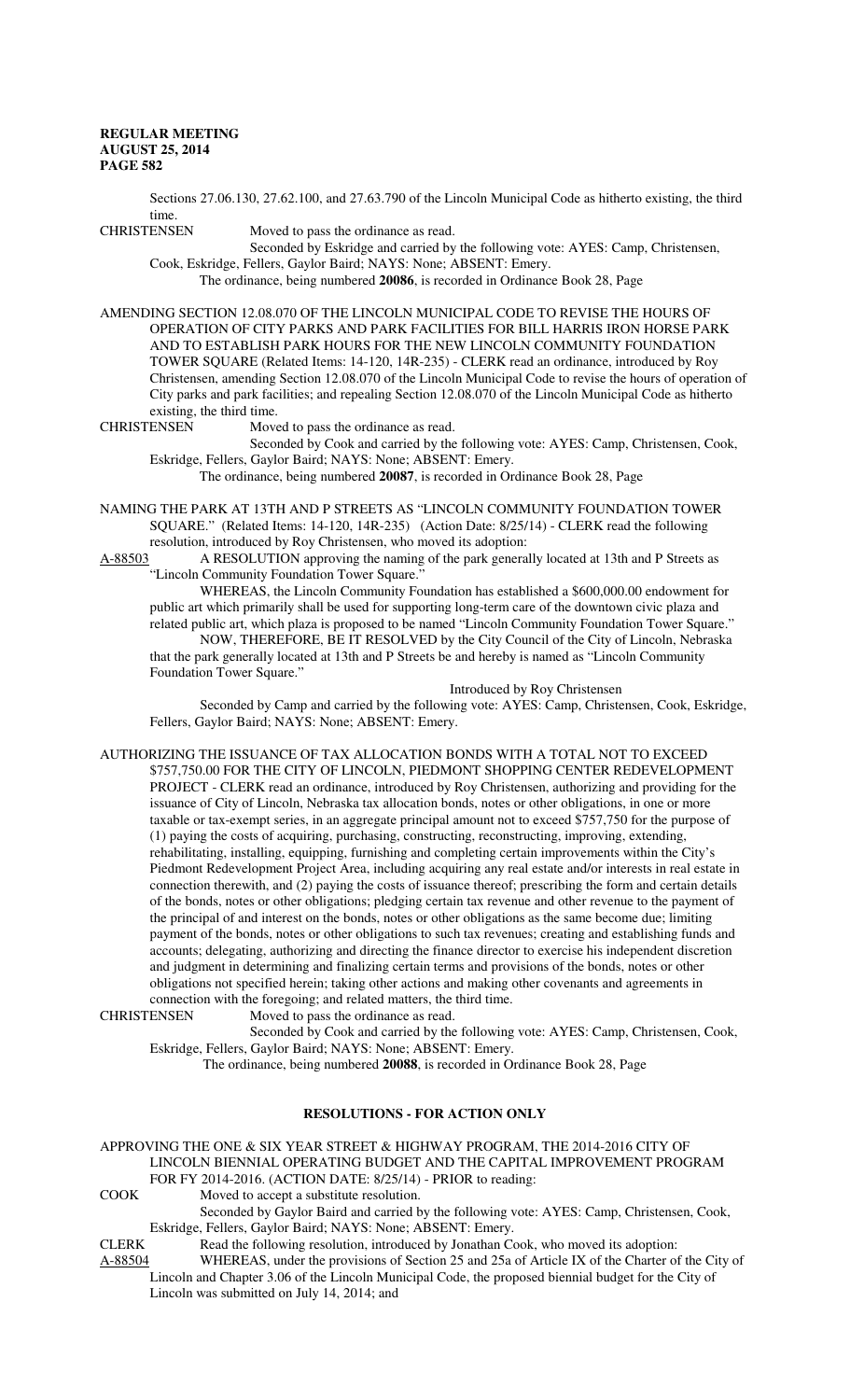Sections 27.06.130, 27.62.100, and 27.63.790 of the Lincoln Municipal Code as hitherto existing, the third time.

CHRISTENSEN Moved to pass the ordinance as read.

Seconded by Eskridge and carried by the following vote: AYES: Camp, Christensen, Cook, Eskridge, Fellers, Gaylor Baird; NAYS: None; ABSENT: Emery.

The ordinance, being numbered **20086**, is recorded in Ordinance Book 28, Page

AMENDING SECTION 12.08.070 OF THE LINCOLN MUNICIPAL CODE TO REVISE THE HOURS OF OPERATION OF CITY PARKS AND PARK FACILITIES FOR BILL HARRIS IRON HORSE PARK AND TO ESTABLISH PARK HOURS FOR THE NEW LINCOLN COMMUNITY FOUNDATION TOWER SQUARE (Related Items: 14-120, 14R-235) - CLERK read an ordinance, introduced by Roy Christensen, amending Section 12.08.070 of the Lincoln Municipal Code to revise the hours of operation of City parks and park facilities; and repealing Section 12.08.070 of the Lincoln Municipal Code as hitherto existing, the third time.

CHRISTENSEN Moved to pass the ordinance as read.

Seconded by Cook and carried by the following vote: AYES: Camp, Christensen, Cook, Eskridge, Fellers, Gaylor Baird; NAYS: None; ABSENT: Emery.

The ordinance, being numbered **20087**, is recorded in Ordinance Book 28, Page

NAMING THE PARK AT 13TH AND P STREETS AS "LINCOLN COMMUNITY FOUNDATION TOWER SQUARE." (Related Items: 14-120, 14R-235) (Action Date: 8/25/14) - CLERK read the following resolution, introduced by Roy Christensen, who moved its adoption:

A-88503 A RESOLUTION approving the naming of the park generally located at 13th and P Streets as "Lincoln Community Foundation Tower Square."

WHEREAS, the Lincoln Community Foundation has established a $600,000.00 endowment for public art which primarily shall be used for supporting long-term care of the downtown civic plaza and related public art, which plaza is proposed to be named "Lincoln Community Foundation Tower Square."

NOW, THEREFORE, BE IT RESOLVED by the City Council of the City of Lincoln, Nebraska that the park generally located at 13th and P Streets be and hereby is named as "Lincoln Community Foundation Tower Square."

Introduced by Roy Christensen

Seconded by Camp and carried by the following vote: AYES: Camp, Christensen, Cook, Eskridge, Fellers, Gaylor Baird; NAYS: None; ABSENT: Emery.

AUTHORIZING THE ISSUANCE OF TAX ALLOCATION BONDS WITH A TOTAL NOT TO EXCEED $757,750.00 FOR THE CITY OF LINCOLN, PIEDMONT SHOPPING CENTER REDEVELOPMENT PROJECT - CLERK read an ordinance, introduced by Roy Christensen, authorizing and providing for the issuance of City of Lincoln, Nebraska tax allocation bonds, notes or other obligations, in one or more taxable or tax-exempt series, in an aggregate principal amount not to exceed $757,750 for the purpose of (1) paying the costs of acquiring, purchasing, constructing, reconstructing, improving, extending, rehabilitating, installing, equipping, furnishing and completing certain improvements within the City's Piedmont Redevelopment Project Area, including acquiring any real estate and/or interests in real estate in connection therewith, and (2) paying the costs of issuance thereof; prescribing the form and certain details of the bonds, notes or other obligations; pledging certain tax revenue and other revenue to the payment of the principal of and interest on the bonds, notes or other obligations as the same become due; limiting payment of the bonds, notes or other obligations to such tax revenues; creating and establishing funds and accounts; delegating, authorizing and directing the finance director to exercise his independent discretion and judgment in determining and finalizing certain terms and provisions of the bonds, notes or other obligations not specified herein; taking other actions and making other covenants and agreements in connection with the foregoing; and related matters, the third time.

CHRISTENSEN Moved to pass the ordinance as read.

Seconded by Cook and carried by the following vote: AYES: Camp, Christensen, Cook, Eskridge, Fellers, Gaylor Baird; NAYS: None; ABSENT: Emery.

The ordinance, being numbered **20088**, is recorded in Ordinance Book 28, Page

## RESOLUTIONS - FOR ACTION ONLY

APPROVING THE ONE & SIX YEAR STREET & HIGHWAY PROGRAM, THE 2014-2016 CITY OF LINCOLN BIENNIAL OPERATING BUDGET AND THE CAPITAL IMPROVEMENT PROGRAM FOR FY 2014-2016. (ACTION DATE: 8/25/14) - PRIOR to reading:

COOK Moved to accept a substitute resolution.

Seconded by Gaylor Baird and carried by the following vote: AYES: Camp, Christensen, Cook, Eskridge, Fellers, Gaylor Baird; NAYS: None; ABSENT: Emery.

CLERK Read the following resolution, introduced by Jonathan Cook, who moved its adoption:

A-88504 WHEREAS, under the provisions of Section 25 and 25a of Article IX of the Charter of the City of Lincoln and Chapter 3.06 of the Lincoln Municipal Code, the proposed biennial budget for the City of Lincoln was submitted on July 14, 2014; and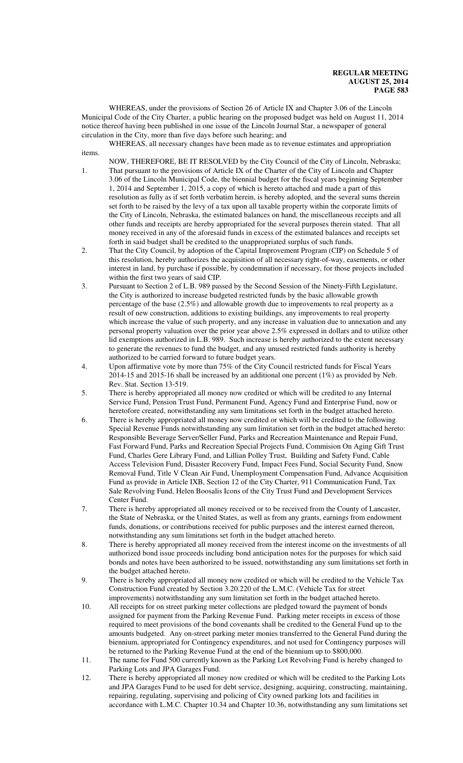WHEREAS, under the provisions of Section 26 of Article IX and Chapter 3.06 of the Lincoln Municipal Code of the City Charter, a public hearing on the proposed budget was held on August 11, 2014 notice thereof having been published in one issue of the Lincoln Journal Star, a newspaper of general circulation in the City, more than five days before such hearing; and

WHEREAS, all necessary changes have been made as to revenue estimates and appropriation items.

NOW, THEREFORE, BE IT RESOLVED by the City Council of the City of Lincoln, Nebraska;

1. That pursuant to the provisions of Article IX of the Charter of the City of Lincoln and Chapter 3.06 of the Lincoln Municipal Code, the biennial budget for the fiscal years beginning September 1, 2014 and September 1, 2015, a copy of which is hereto attached and made a part of this resolution as fully as if set forth verbatim herein, is hereby adopted, and the several sums therein set forth to be raised by the levy of a tax upon all taxable property within the corporate limits of the City of Lincoln, Nebraska, the estimated balances on hand, the miscellaneous receipts and all other funds and receipts are hereby appropriated for the several purposes therein stated. That all money received in any of the aforesaid funds in excess of the estimated balances and receipts set forth in said budget shall be credited to the unappropriated surplus of such funds.
2. That the City Council, by adoption of the Capital Improvement Program (CIP) on Schedule 5 of this resolution, hereby authorizes the acquisition of all necessary right-of-way, easements, or other interest in land, by purchase if possible, by condemnation if necessary, for those projects included within the first two years of said CIP.
3. Pursuant to Section 2 of L.B. 989 passed by the Second Session of the Ninety-Fifth Legislature, the City is authorized to increase budgeted restricted funds by the basic allowable growth percentage of the base (2.5%) and allowable growth due to improvements to real property as a result of new construction, additions to existing buildings, any improvements to real property which increase the value of such property, and any increase in valuation due to annexation and any personal property valuation over the prior year above 2.5% expressed in dollars and to utilize other lid exemptions authorized in L.B. 989. Such increase is hereby authorized to the extent necessary to generate the revenues to fund the budget, and any unused restricted funds authority is hereby authorized to be carried forward to future budget years.
4. Upon affirmative vote by more than 75% of the City Council restricted funds for Fiscal Years 2014-15 and 2015-16 shall be increased by an additional one percent (1%) as provided by Neb. Rev. Stat. Section 13-519.
5. There is hereby appropriated all money now credited or which will be credited to any Internal Service Fund, Pension Trust Fund, Permanent Fund, Agency Fund and Enterprise Fund, now or heretofore created, notwithstanding any sum limitations set forth in the budget attached hereto.
6. There is hereby appropriated all money now credited or which will be credited to the following Special Revenue Funds notwithstanding any sum limitation set forth in the budget attached hereto: Responsible Beverage Server/Seller Fund, Parks and Recreation Maintenance and Repair Fund, Fast Forward Fund, Parks and Recreation Special Projects Fund, Commision On Aging Gift Trust Fund, Charles Gere Library Fund, and Lillian Polley Trust, Building and Safety Fund, Cable Access Television Fund, Disaster Recovery Fund, Impact Fees Fund, Social Security Fund, Snow Removal Fund, Title V Clean Air Fund, Unemployment Compensation Fund, Advance Acquisition Fund as provide in Article IXB, Section 12 of the City Charter, 911 Communication Fund, Tax Sale Revolving Fund, Helen Boosalis Icons of the City Trust Fund and Development Services Center Fund.
7. There is hereby appropriated all money received or to be received from the County of Lancaster, the State of Nebraska, or the United States, as well as from any grants, earnings from endowment funds, donations, or contributions received for public purposes and the interest earned thereon, notwithstanding any sum limitations set forth in the budget attached hereto.
8. There is hereby appropriated all money received from the interest income on the investments of all authorized bond issue proceeds including bond anticipation notes for the purposes for which said bonds and notes have been authorized to be issued, notwithstanding any sum limitations set forth in the budget attached hereto.
9. There is hereby appropriated all money now credited or which will be credited to the Vehicle Tax Construction Fund created by Section 3.20.220 of the L.M.C. (Vehicle Tax for street improvements) notwithstanding any sum limitation set forth in the budget attached hereto.
10. All receipts for on street parking meter collections are pledged toward the payment of bonds assigned for payment from the Parking Revenue Fund. Parking meter receipts in excess of those required to meet provisions of the bond covenants shall be credited to the General Fund up to the amounts budgeted. Any on-street parking meter monies transferred to the General Fund during the biennium, appropriated for Contingency expenditures, and not used for Contingency purposes will be returned to the Parking Revenue Fund at the end of the biennium up to $800,000.
11. The name for Fund 500 currently known as the Parking Lot Revolving Fund is hereby changed to Parking Lots and JPA Garages Fund.
12. There is hereby appropriated all money now credited or which will be credited to the Parking Lots and JPA Garages Fund to be used for debt service, designing, acquiring, constructing, maintaining, repairing, regulating, supervising and policing of City owned parking lots and facilities in accordance with L.M.C. Chapter 10.34 and Chapter 10.36, notwithstanding any sum limitations set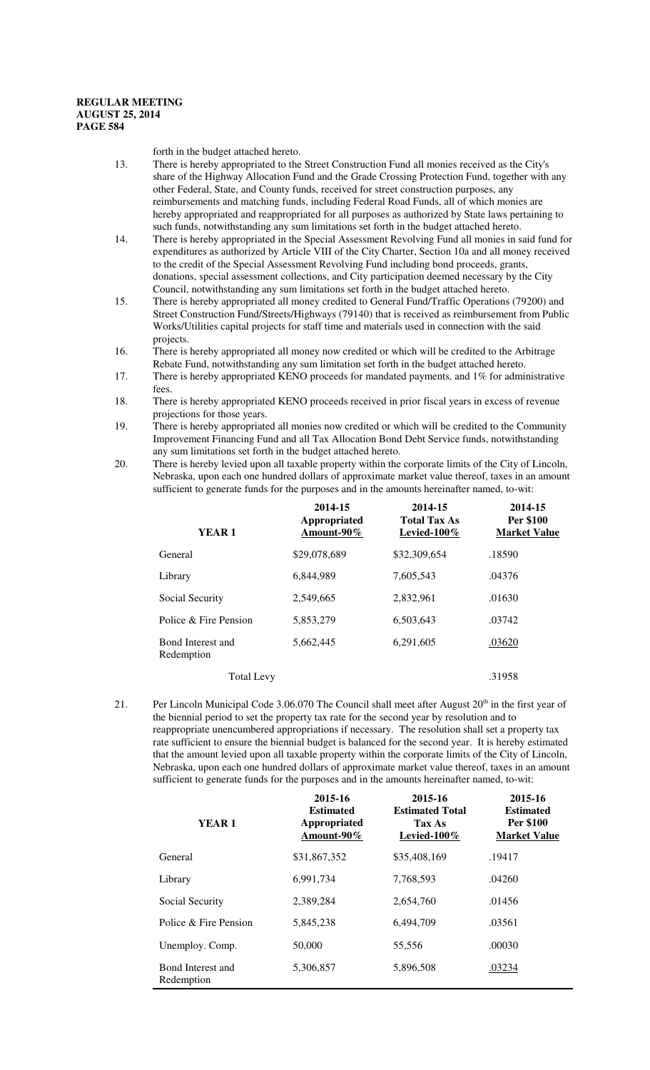forth in the budget attached hereto.

13. There is hereby appropriated to the Street Construction Fund all monies received as the City's share of the Highway Allocation Fund and the Grade Crossing Protection Fund, together with any other Federal, State, and County funds, received for street construction purposes, any reimbursements and matching funds, including Federal Road Funds, all of which monies are hereby appropriated and reappropriated for all purposes as authorized by State laws pertaining to such funds, notwithstanding any sum limitations set forth in the budget attached hereto.
14. There is hereby appropriated in the Special Assessment Revolving Fund all monies in said fund for expenditures as authorized by Article VIII of the City Charter, Section 10a and all money received to the credit of the Special Assessment Revolving Fund including bond proceeds, grants, donations, special assessment collections, and City participation deemed necessary by the City Council, notwithstanding any sum limitations set forth in the budget attached hereto.
15. There is hereby appropriated all money credited to General Fund/Traffic Operations (79200) and Street Construction Fund/Streets/Highways (79140) that is received as reimbursement from Public Works/Utilities capital projects for staff time and materials used in connection with the said projects.
16. There is hereby appropriated all money now credited or which will be credited to the Arbitrage Rebate Fund, notwithstanding any sum limitation set forth in the budget attached hereto.
17. There is hereby appropriated KENO proceeds for mandated payments, and 1% for administrative fees.
18. There is hereby appropriated KENO proceeds received in prior fiscal years in excess of revenue projections for those years.
19. There is hereby appropriated all monies now credited or which will be credited to the Community Improvement Financing Fund and all Tax Allocation Bond Debt Service funds, notwithstanding any sum limitations set forth in the budget attached hereto.
20. There is hereby levied upon all taxable property within the corporate limits of the City of Lincoln, Nebraska, upon each one hundred dollars of approximate market value thereof, taxes in an amount sufficient to generate funds for the purposes and in the amounts hereinafter named, to-wit:

| YEAR 1 | 2014-15 Appropriated Amount-90% | 2014-15 Total Tax As Levied-100% | 2014-15 Per $100 Market Value |
|---|---|---|---|
| General | $29,078,689 | $32,309,654 | .18590 |
| Library | 6,844,989 | 7,605,543 | .04376 |
| Social Security | 2,549,665 | 2,832,961 | .01630 |
| Police & Fire Pension | 5,853,279 | 6,503,643 | .03742 |
| Bond Interest and Redemption | 5,662,445 | 6,291,605 | .03620 |
| Total Levy | | | .31958 |

21. Per Lincoln Municipal Code 3.06.070 The Council shall meet after August 20th in the first year of the biennial period to set the property tax rate for the second year by resolution and to reappropriate unencumbered appropriations if necessary. The resolution shall set a property tax rate sufficient to ensure the biennial budget is balanced for the second year. It is hereby estimated that the amount levied upon all taxable property within the corporate limits of the City of Lincoln, Nebraska, upon each one hundred dollars of approximate market value thereof, taxes in an amount sufficient to generate funds for the purposes and in the amounts hereinafter named, to-wit:

| YEAR 1 | 2015-16 Estimated Appropriated Amount-90% | 2015-16 Estimated Total Tax As Levied-100% | 2015-16 Estimated Per $100 Market Value |
|---|---|---|---|
| General | $31,867,352 | $35,408,169 | .19417 |
| Library | 6,991,734 | 7,768,593 | .04260 |
| Social Security | 2,389,284 | 2,654,760 | .01456 |
| Police & Fire Pension | 5,845,238 | 6,494,709 | .03561 |
| Unemploy. Comp. | 50,000 | 55,556 | .00030 |
| Bond Interest and Redemption | 5,306,857 | 5,896,508 | .03234 |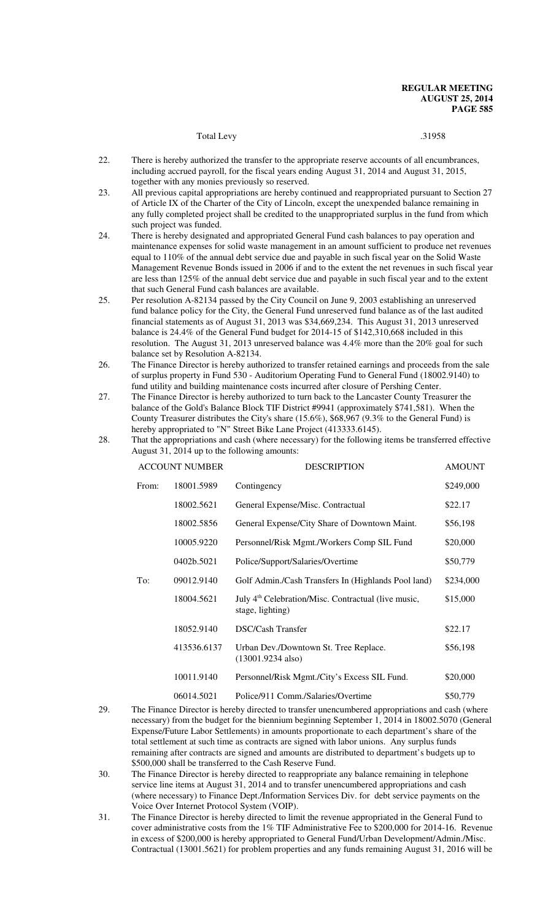Total Levy .31958

22. There is hereby authorized the transfer to the appropriate reserve accounts of all encumbrances, including accrued payroll, for the fiscal years ending August 31, 2014 and August 31, 2015, together with any monies previously so reserved.
23. All previous capital appropriations are hereby continued and reappropriated pursuant to Section 27 of Article IX of the Charter of the City of Lincoln, except the unexpended balance remaining in any fully completed project shall be credited to the unappropriated surplus in the fund from which such project was funded.
24. There is hereby designated and appropriated General Fund cash balances to pay operation and maintenance expenses for solid waste management in an amount sufficient to produce net revenues equal to 110% of the annual debt service due and payable in such fiscal year on the Solid Waste Management Revenue Bonds issued in 2006 if and to the extent the net revenues in such fiscal year are less than 125% of the annual debt service due and payable in such fiscal year and to the extent that such General Fund cash balances are available.
25. Per resolution A-82134 passed by the City Council on June 9, 2003 establishing an unreserved fund balance policy for the City, the General Fund unreserved fund balance as of the last audited financial statements as of August 31, 2013 was $34,669,234. This August 31, 2013 unreserved balance is 24.4% of the General Fund budget for 2014-15 of $142,310,668 included in this resolution. The August 31, 2013 unreserved balance was 4.4% more than the 20% goal for such balance set by Resolution A-82134.
26. The Finance Director is hereby authorized to transfer retained earnings and proceeds from the sale of surplus property in Fund 530 - Auditorium Operating Fund to General Fund (18002.9140) to fund utility and building maintenance costs incurred after closure of Pershing Center.
27. The Finance Director is hereby authorized to turn back to the Lancaster County Treasurer the balance of the Gold's Balance Block TIF District #9941 (approximately $741,581). When the County Treasurer distributes the City's share (15.6%), $68,967 (9.3% to the General Fund) is hereby appropriated to "N" Street Bike Lane Project (413333.6145).
28. That the appropriations and cash (where necessary) for the following items be transferred effective August 31, 2014 up to the following amounts:

| | ACCOUNT NUMBER | DESCRIPTION | AMOUNT |
|---|---|---|---|
| From: | 18001.5989 | Contingency | $249,000 |
| | 18002.5621 | General Expense/Misc. Contractual | $22.17 |
| | 18002.5856 | General Expense/City Share of Downtown Maint. | $56,198 |
| | 10005.9220 | Personnel/Risk Mgmt./Workers Comp SIL Fund | $20,000 |
| | 0402b.5021 | Police/Support/Salaries/Overtime | $50,779 |
| To: | 09012.9140 | Golf Admin./Cash Transfers In (Highlands Pool land) | $234,000 |
| | 18004.5621 | July 4th Celebration/Misc. Contractual (live music, stage, lighting) | $15,000 |
| | 18052.9140 | DSC/Cash Transfer | $22.17 |
| | 413536.6137 | Urban Dev./Downtown St. Tree Replace. (13001.9234 also) | $56,198 |
| | 10011.9140 | Personnel/Risk Mgmt./City's Excess SIL Fund. | $20,000 |
| | 06014.5021 | Police/911 Comm./Salaries/Overtime | $50,779 |

29. The Finance Director is hereby directed to transfer unencumbered appropriations and cash (where necessary) from the budget for the biennium beginning September 1, 2014 in 18002.5070 (General Expense/Future Labor Settlements) in amounts proportionate to each department's share of the total settlement at such time as contracts are signed with labor unions. Any surplus funds remaining after contracts are signed and amounts are distributed to department's budgets up to $500,000 shall be transferred to the Cash Reserve Fund.
30. The Finance Director is hereby directed to reappropriate any balance remaining in telephone service line items at August 31, 2014 and to transfer unencumbered appropriations and cash (where necessary) to Finance Dept./Information Services Div. for debt service payments on the Voice Over Internet Protocol System (VOIP).
31. The Finance Director is hereby directed to limit the revenue appropriated in the General Fund to cover administrative costs from the 1% TIF Administrative Fee to $200,000 for 2014-16. Revenue in excess of $200,000 is hereby appropriated to General Fund/Urban Development/Admin./Misc. Contractual (13001.5621) for problem properties and any funds remaining August 31, 2016 will be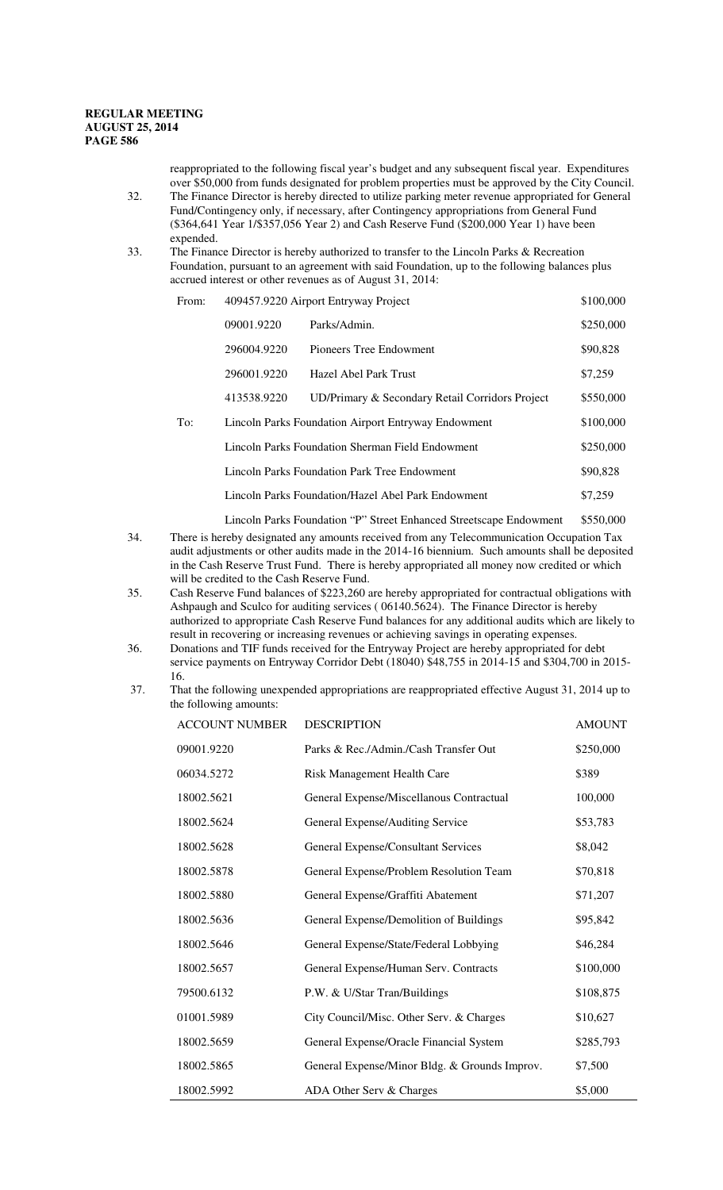reappropriated to the following fiscal year's budget and any subsequent fiscal year. Expenditures over $50,000 from funds designated for problem properties must be approved by the City Council.

32. The Finance Director is hereby directed to utilize parking meter revenue appropriated for General Fund/Contingency only, if necessary, after Contingency appropriations from General Fund ($364,641 Year 1/$357,056 Year 2) and Cash Reserve Fund ($200,000 Year 1) have been expended.

33. The Finance Director is hereby authorized to transfer to the Lincoln Parks & Recreation Foundation, pursuant to an agreement with said Foundation, up to the following balances plus accrued interest or other revenues as of August 31, 2014:

| | | | |
|---|---|---|---|
| From: | 409457.9220 | Airport Entryway Project | $100,000 |
| | 09001.9220 | Parks/Admin. | $250,000 |
| | 296004.9220 | Pioneers Tree Endowment | $90,828 |
| | 296001.9220 | Hazel Abel Park Trust | $7,259 |
| | 413538.9220 | UD/Primary & Secondary Retail Corridors Project | $550,000 |
| To: | Lincoln Parks Foundation Airport Entryway Endowment | | $100,000 |
| | Lincoln Parks Foundation Sherman Field Endowment | | $250,000 |
| | Lincoln Parks Foundation Park Tree Endowment | | $90,828 |
| | Lincoln Parks Foundation/Hazel Abel Park Endowment | | $7,259 |
| | Lincoln Parks Foundation "P" Street Enhanced Streetscape Endowment | | $550,000 |

34. There is hereby designated any amounts received from any Telecommunication Occupation Tax audit adjustments or other audits made in the 2014-16 biennium. Such amounts shall be deposited in the Cash Reserve Trust Fund. There is hereby appropriated all money now credited or which will be credited to the Cash Reserve Fund.

35. Cash Reserve Fund balances of $223,260 are hereby appropriated for contractual obligations with Ashpaugh and Sculco for auditing services ( 06140.5624). The Finance Director is hereby authorized to appropriate Cash Reserve Fund balances for any additional audits which are likely to result in recovering or increasing revenues or achieving savings in operating expenses.

36. Donations and TIF funds received for the Entryway Project are hereby appropriated for debt service payments on Entryway Corridor Debt (18040) $48,755 in 2014-15 and $304,700 in 2015-16.

37. That the following unexpended appropriations are reappropriated effective August 31, 2014 up to the following amounts:

| ACCOUNT NUMBER | DESCRIPTION | AMOUNT |
|---|---|---|
| 09001.9220 | Parks & Rec./Admin./Cash Transfer Out | $250,000 |
| 06034.5272 | Risk Management Health Care | $389 |
| 18002.5621 | General Expense/Miscellanous Contractual | 100,000 |
| 18002.5624 | General Expense/Auditing Service | $53,783 |
| 18002.5628 | General Expense/Consultant Services | $8,042 |
| 18002.5878 | General Expense/Problem Resolution Team | $70,818 |
| 18002.5880 | General Expense/Graffiti Abatement | $71,207 |
| 18002.5636 | General Expense/Demolition of Buildings | $95,842 |
| 18002.5646 | General Expense/State/Federal Lobbying | $46,284 |
| 18002.5657 | General Expense/Human Serv. Contracts | $100,000 |
| 79500.6132 | P.W. & U/Star Tran/Buildings | $108,875 |
| 01001.5989 | City Council/Misc. Other Serv. & Charges | $10,627 |
| 18002.5659 | General Expense/Oracle Financial System | $285,793 |
| 18002.5865 | General Expense/Minor Bldg. & Grounds Improv. | $7,500 |
| 18002.5992 | ADA Other Serv & Charges | $5,000 |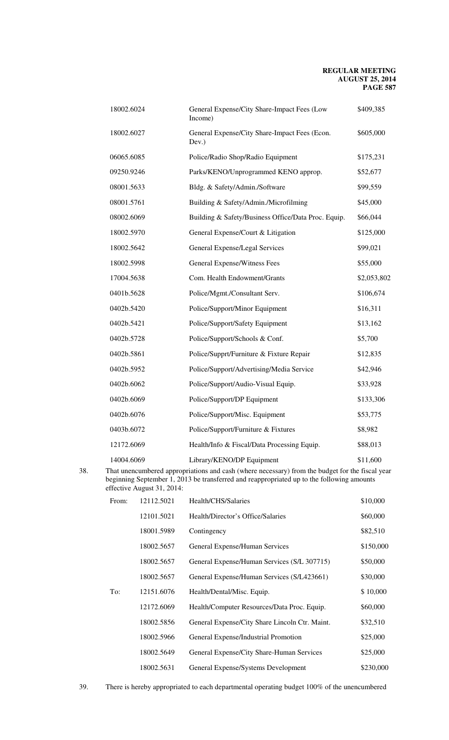| | | |
|---|---|---|
| 18002.6024 | General Expense/City Share-Impact Fees (Low Income) | $409,385 |
| 18002.6027 | General Expense/City Share-Impact Fees (Econ. Dev.) | $605,000 |
| 06065.6085 | Police/Radio Shop/Radio Equipment | $175,231 |
| 09250.9246 | Parks/KENO/Unprogrammed KENO approp. | $52,677 |
| 08001.5633 | Bldg. & Safety/Admin./Software | $99,559 |
| 08001.5761 | Building & Safety/Admin./Microfilming | $45,000 |
| 08002.6069 | Building & Safety/Business Office/Data Proc. Equip. | $66,044 |
| 18002.5970 | General Expense/Court & Litigation | $125,000 |
| 18002.5642 | General Expense/Legal Services | $99,021 |
| 18002.5998 | General Expense/Witness Fees | $55,000 |
| 17004.5638 | Com. Health Endowment/Grants | $2,053,802 |
| 0401b.5628 | Police/Mgmt./Consultant Serv. | $106,674 |
| 0402b.5420 | Police/Support/Minor Equipment | $16,311 |
| 0402b.5421 | Police/Support/Safety Equipment | $13,162 |
| 0402b.5728 | Police/Support/Schools & Conf. | $5,700 |
| 0402b.5861 | Police/Supprt/Furniture & Fixture Repair | $12,835 |
| 0402b.5952 | Police/Support/Advertising/Media Service | $42,946 |
| 0402b.6062 | Police/Support/Audio-Visual Equip. | $33,928 |
| 0402b.6069 | Police/Support/DP Equipment | $133,306 |
| 0402b.6076 | Police/Support/Misc. Equipment | $53,775 |
| 0403b.6072 | Police/Support/Furniture & Fixtures | $8,982 |
| 12172.6069 | Health/Info & Fiscal/Data Processing Equip. | $88,013 |
| 14004.6069 | Library/KENO/DP Equipment | $11,600 |

38. That unencumbered appropriations and cash (where necessary) from the budget for the fiscal year beginning September 1, 2013 be transferred and reappropriated up to the following amounts effective August 31, 2014:

| | | | |
|---|---|---|---|
| From: | 12112.5021 | Health/CHS/Salaries | $10,000 |
| | 12101.5021 | Health/Director's Office/Salaries | $60,000 |
| | 18001.5989 | Contingency | $82,510 |
| | 18002.5657 | General Expense/Human Services | $150,000 |
| | 18002.5657 | General Expense/Human Services (S/L 307715) | $50,000 |
| | 18002.5657 | General Expense/Human Services (S/L423661) | $30,000 |
| To: | 12151.6076 | Health/Dental/Misc. Equip. | $ 10,000 |
| | 12172.6069 | Health/Computer Resources/Data Proc. Equip. | $60,000 |
| | 18002.5856 | General Expense/City Share Lincoln Ctr. Maint. | $32,510 |
| | 18002.5966 | General Expense/Industrial Promotion | $25,000 |
| | 18002.5649 | General Expense/City Share-Human Services | $25,000 |
| | 18002.5631 | General Expense/Systems Development | $230,000 |

39. There is hereby appropriated to each departmental operating budget 100% of the unencumbered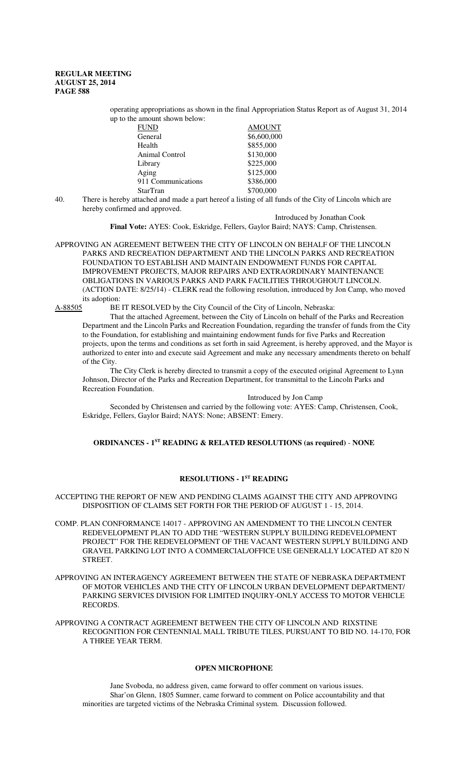operating appropriations as shown in the final Appropriation Status Report as of August 31, 2014 up to the amount shown below:

| FUND | AMOUNT |
|---|---|
| General | \$6,600,000 |
| Health | \$855,000 |
| Animal Control | \$130,000 |
| Library | \$225,000 |
| Aging | \$125,000 |
| 911 Communications | \$386,000 |
| StarTran | \$700,000 |

40. There is hereby attached and made a part hereof a listing of all funds of the City of Lincoln which are hereby confirmed and approved.

Introduced by Jonathan Cook

**Final Vote:** AYES: Cook, Eskridge, Fellers, Gaylor Baird; NAYS: Camp, Christensen.

APPROVING AN AGREEMENT BETWEEN THE CITY OF LINCOLN ON BEHALF OF THE LINCOLN PARKS AND RECREATION DEPARTMENT AND THE LINCOLN PARKS AND RECREATION FOUNDATION TO ESTABLISH AND MAINTAIN ENDOWMENT FUNDS FOR CAPITAL IMPROVEMENT PROJECTS, MAJOR REPAIRS AND EXTRAORDINARY MAINTENANCE OBLIGATIONS IN VARIOUS PARKS AND PARK FACILITIES THROUGHOUT LINCOLN. (ACTION DATE: 8/25/14) - CLERK read the following resolution, introduced by Jon Camp, who moved its adoption:

A-88505 BE IT RESOLVED by the City Council of the City of Lincoln, Nebraska:

That the attached Agreement, between the City of Lincoln on behalf of the Parks and Recreation Department and the Lincoln Parks and Recreation Foundation, regarding the transfer of funds from the City to the Foundation, for establishing and maintaining endowment funds for five Parks and Recreation projects, upon the terms and conditions as set forth in said Agreement, is hereby approved, and the Mayor is authorized to enter into and execute said Agreement and make any necessary amendments thereto on behalf of the City.

The City Clerk is hereby directed to transmit a copy of the executed original Agreement to Lynn Johnson, Director of the Parks and Recreation Department, for transmittal to the Lincoln Parks and Recreation Foundation.

Introduced by Jon Camp

Seconded by Christensen and carried by the following vote: AYES: Camp, Christensen, Cook, Eskridge, Fellers, Gaylor Baird; NAYS: None; ABSENT: Emery.

## ORDINANCES - 1ST READING & RELATED RESOLUTIONS (as required) - NONE

## RESOLUTIONS - 1ST READING

ACCEPTING THE REPORT OF NEW AND PENDING CLAIMS AGAINST THE CITY AND APPROVING DISPOSITION OF CLAIMS SET FORTH FOR THE PERIOD OF AUGUST 1 - 15, 2014.

COMP. PLAN CONFORMANCE 14017 - APPROVING AN AMENDMENT TO THE LINCOLN CENTER REDEVELOPMENT PLAN TO ADD THE "WESTERN SUPPLY BUILDING REDEVELOPMENT PROJECT" FOR THE REDEVELOPMENT OF THE VACANT WESTERN SUPPLY BUILDING AND GRAVEL PARKING LOT INTO A COMMERCIAL/OFFICE USE GENERALLY LOCATED AT 820 N STREET.

APPROVING AN INTERAGENCY AGREEMENT BETWEEN THE STATE OF NEBRASKA DEPARTMENT OF MOTOR VEHICLES AND THE CITY OF LINCOLN URBAN DEVELOPMENT DEPARTMENT/ PARKING SERVICES DIVISION FOR LIMITED INQUIRY-ONLY ACCESS TO MOTOR VEHICLE RECORDS.

APPROVING A CONTRACT AGREEMENT BETWEEN THE CITY OF LINCOLN AND RIXSTINE RECOGNITION FOR CENTENNIAL MALL TRIBUTE TILES, PURSUANT TO BID NO. 14-170, FOR A THREE YEAR TERM.

## OPEN MICROPHONE

Jane Svoboda, no address given, came forward to offer comment on various issues.

Shar'on Glenn, 1805 Sumner, came forward to comment on Police accountability and that minorities are targeted victims of the Nebraska Criminal system. Discussion followed.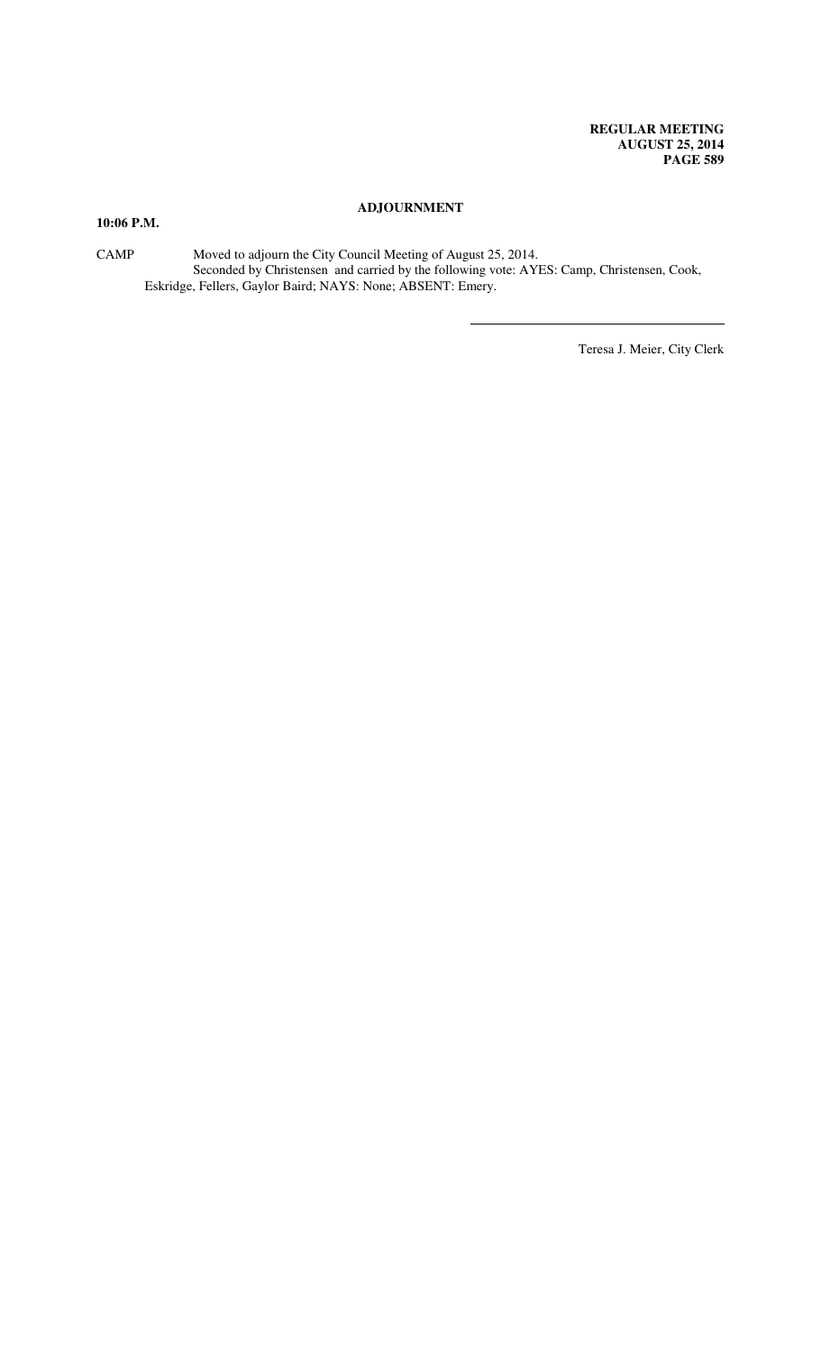## ADJOURNMENT

**10:06 P.M.**

CAMP Moved to adjourn the City Council Meeting of August 25, 2014.
Seconded by Christensen and carried by the following vote: AYES: Camp, Christensen, Cook, Eskridge, Fellers, Gaylor Baird; NAYS: None; ABSENT: Emery.

\_\_\_\_\_\_\_\_\_\_\_\_\_\_\_\_\_\_\_\_\_\_\_\_\_\_\_\_\_\_\_\_\_\_\_\_

Teresa J. Meier, City Clerk